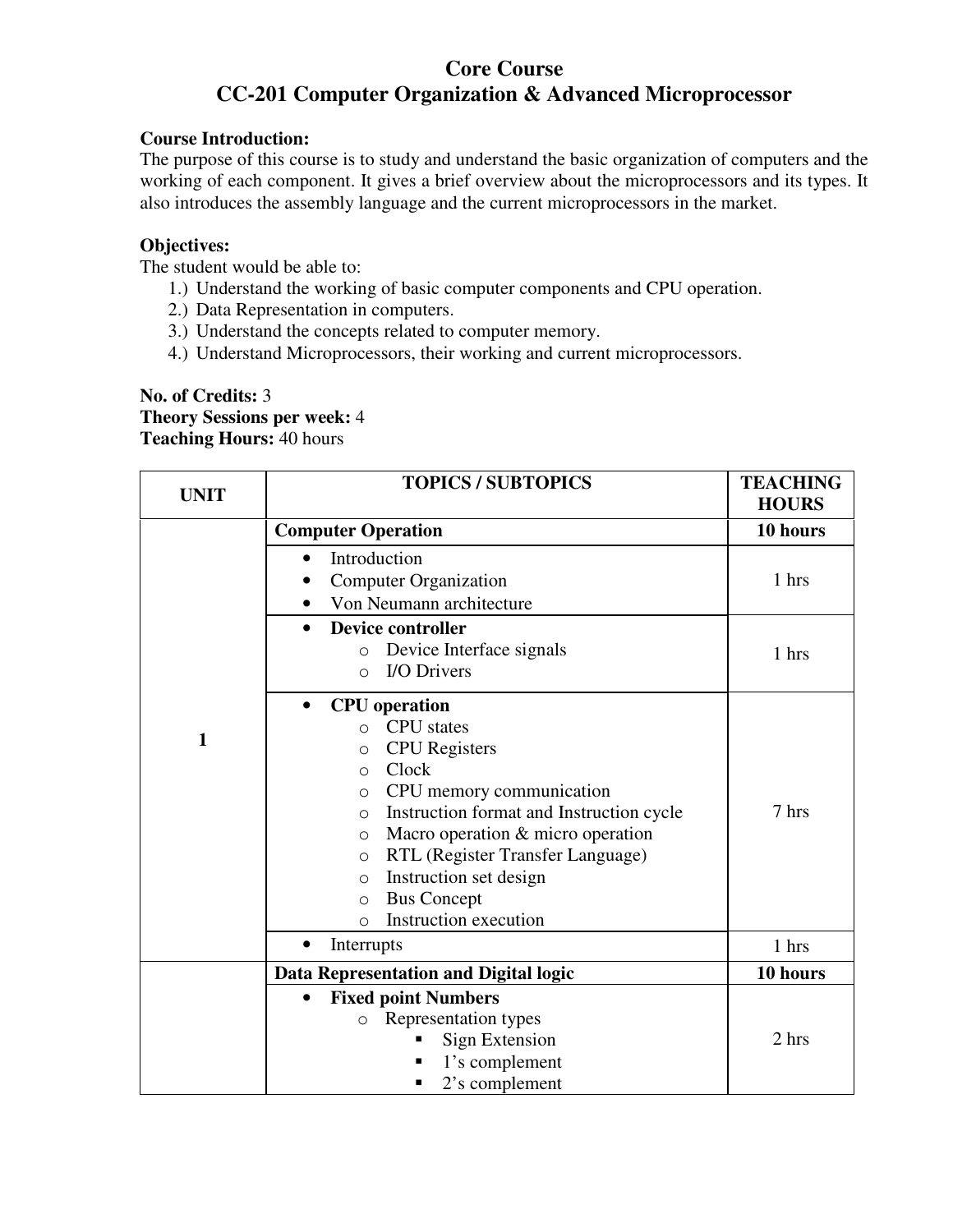# Core Course
## CC-201 Computer Organization & Advanced Microprocessor

**Course Introduction:**
The purpose of this course is to study and understand the basic organization of computers and the working of each component. It gives a brief overview about the microprocessors and its types. It also introduces the assembly language and the current microprocessors in the market.

**Objectives:**
The student would be able to:
1.) Understand the working of basic computer components and CPU operation.
2.) Data Representation in computers.
3.) Understand the concepts related to computer memory.
4.) Understand Microprocessors, their working and current microprocessors.

**No. of Credits:** 3
**Theory Sessions per week:** 4
**Teaching Hours:** 40 hours

| UNIT | TOPICS / SUBTOPICS | TEACHING HOURS |
|---|---|---|
| 1 | **Computer Operation** | **10 hours** |
| | • Introduction<br>• Computer Organization<br>• Von Neumann architecture | 1 hrs |
| | • **Device controller**<br>o Device Interface signals<br>o I/O Drivers | 1 hrs |
| | • **CPU operation**<br>o CPU states<br>o CPU Registers<br>o Clock<br>o CPU memory communication<br>o Instruction format and Instruction cycle<br>o Macro operation & micro operation<br>o RTL (Register Transfer Language)<br>o Instruction set design<br>o Bus Concept<br>o Instruction execution | 7 hrs |
| | • Interrupts | 1 hrs |
| | **Data Representation and Digital logic** | **10 hours** |
| | • **Fixed point Numbers**<br>o Representation types<br>▪ Sign Extension<br>▪ 1's complement<br>▪ 2's complement | 2 hrs |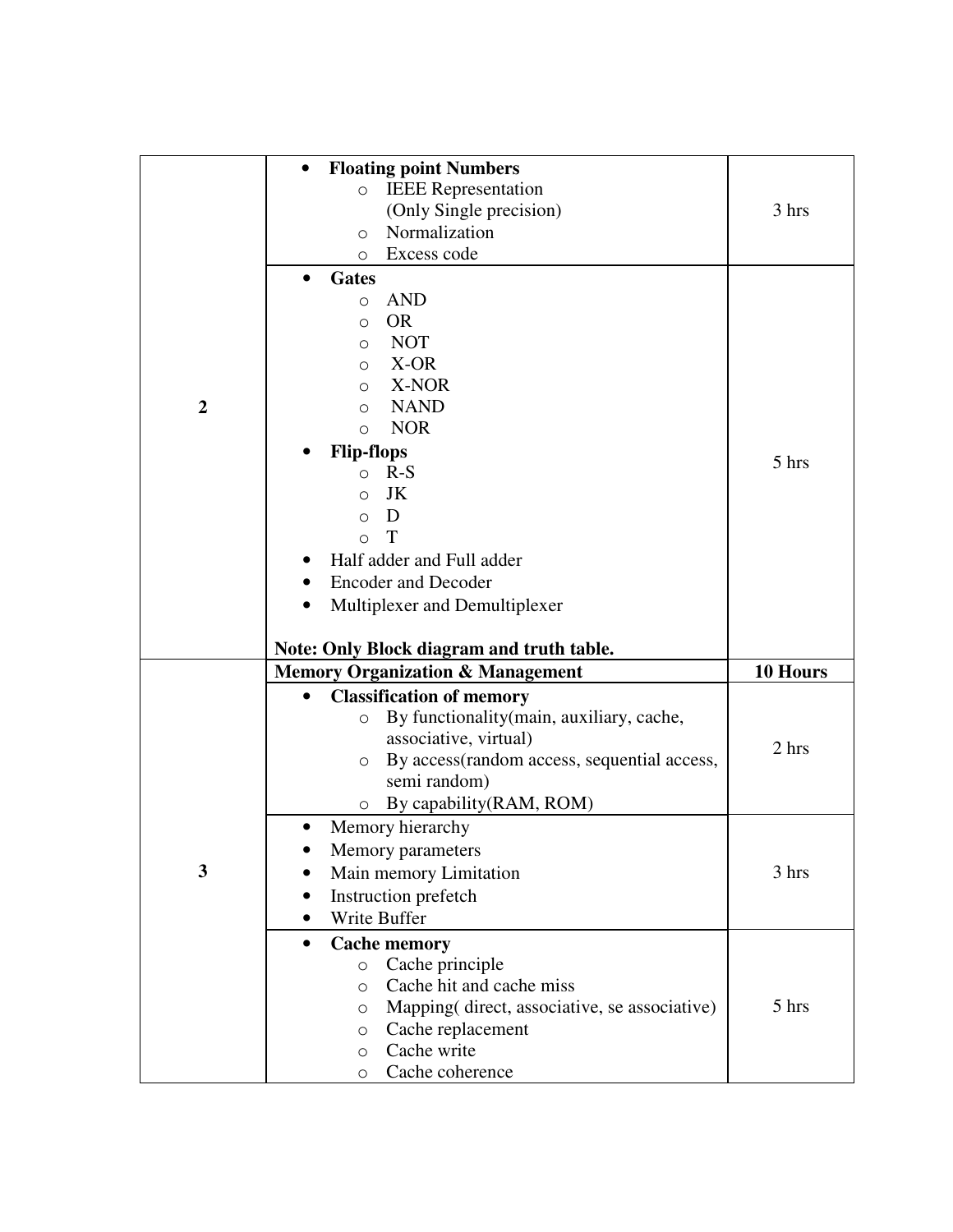| | | |
|---|---|---|
| 2 | • **Floating point Numbers**<br>  ○ IEEE Representation (Only Single precision)<br>  ○ Normalization<br>  ○ Excess code | 3 hrs |
| | • **Gates**<br>  ○ AND<br>  ○ OR<br>  ○ NOT<br>  ○ X-OR<br>  ○ X-NOR<br>  ○ NAND<br>  ○ NOR<br>• **Flip-flops**<br>  ○ R-S<br>  ○ JK<br>  ○ D<br>  ○ T<br>• Half adder and Full adder<br>• Encoder and Decoder<br>• Multiplexer and Demultiplexer<br><br>**Note: Only Block diagram and truth table.** | 5 hrs |
| 3 | **Memory Organization & Management** | **10 Hours** |
| | • **Classification of memory**<br>  ○ By functionality(main, auxiliary, cache, associative, virtual)<br>  ○ By access(random access, sequential access, semi random)<br>  ○ By capability(RAM, ROM) | 2 hrs |
| | • Memory hierarchy<br>• Memory parameters<br>• Main memory Limitation<br>• Instruction prefetch<br>• Write Buffer | 3 hrs |
| | • **Cache memory**<br>  ○ Cache principle<br>  ○ Cache hit and cache miss<br>  ○ Mapping( direct, associative, se associative)<br>  ○ Cache replacement<br>  ○ Cache write<br>  ○ Cache coherence | 5 hrs |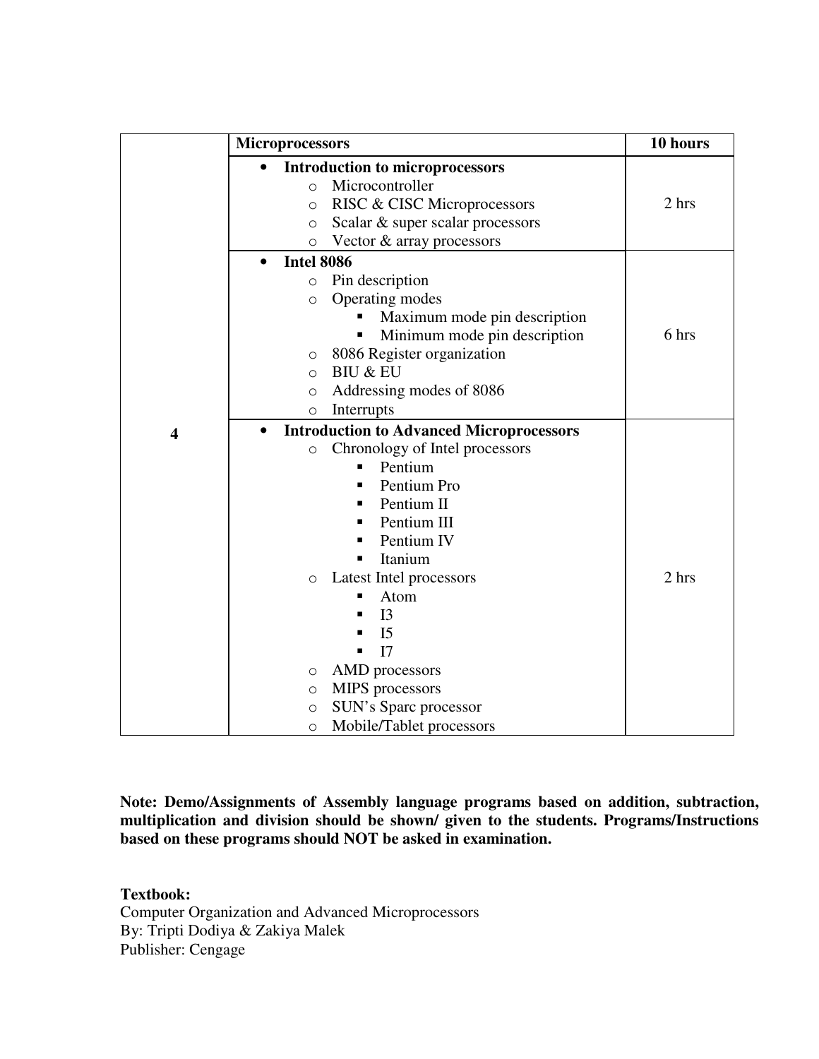| 4 | **Microprocessors** | **10 hours** |
|---|---|---|
| | • **Introduction to microprocessors**<br>o Microcontroller<br>o RISC & CISC Microprocessors<br>o Scalar & super scalar processors<br>o Vector & array processors | 2 hrs |
| | • **Intel 8086**<br>o Pin description<br>o Operating modes<br>▪ Maximum mode pin description<br>▪ Minimum mode pin description<br>o 8086 Register organization<br>o BIU & EU<br>o Addressing modes of 8086<br>o Interrupts | 6 hrs |
| | • **Introduction to Advanced Microprocessors**<br>o Chronology of Intel processors<br>▪ Pentium<br>▪ Pentium Pro<br>▪ Pentium II<br>▪ Pentium III<br>▪ Pentium IV<br>▪ Itanium<br>o Latest Intel processors<br>▪ Atom<br>▪ I3<br>▪ I5<br>▪ I7<br>o AMD processors<br>o MIPS processors<br>o SUN's Sparc processor<br>o Mobile/Tablet processors | 2 hrs |

**Note: Demo/Assignments of Assembly language programs based on addition, subtraction, multiplication and division should be shown/ given to the students. Programs/Instructions based on these programs should NOT be asked in examination.**

**Textbook:**
Computer Organization and Advanced Microprocessors
By: Tripti Dodiya & Zakiya Malek
Publisher: Cengage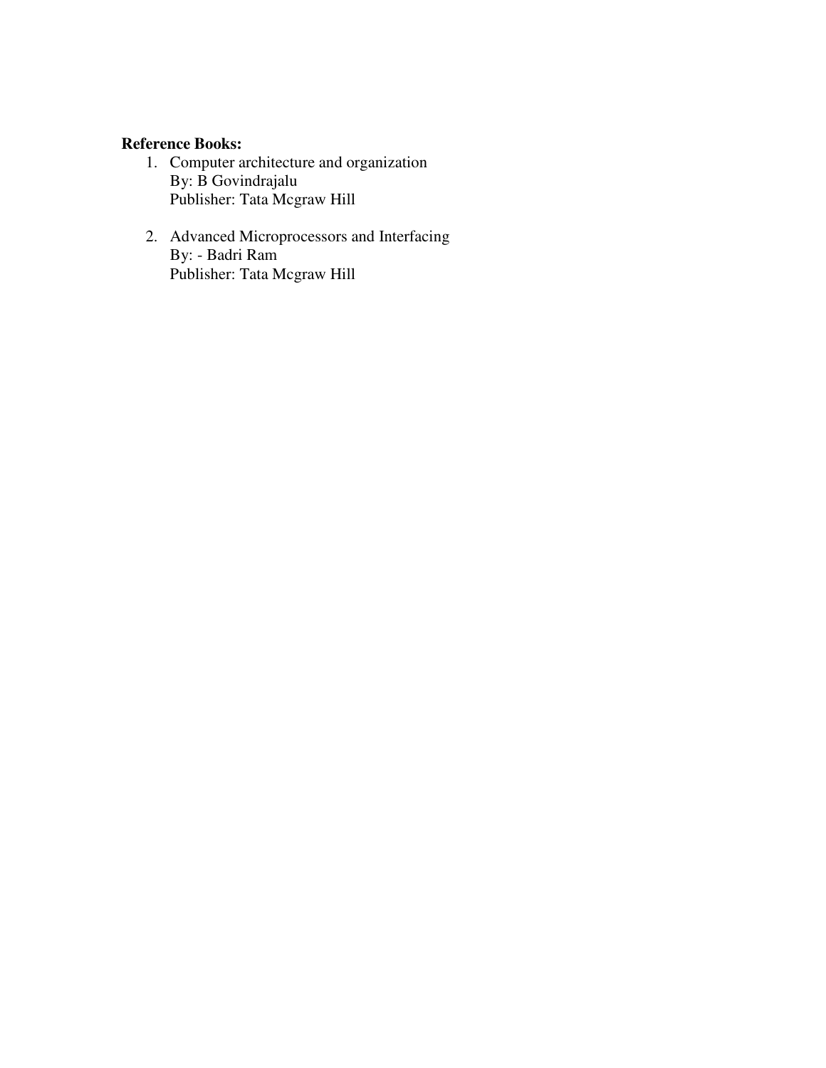**Reference Books:**

1. Computer architecture and organization
   By: B Govindrajalu
   Publisher: Tata Mcgraw Hill

2. Advanced Microprocessors and Interfacing
   By: - Badri Ram
   Publisher: Tata Mcgraw Hill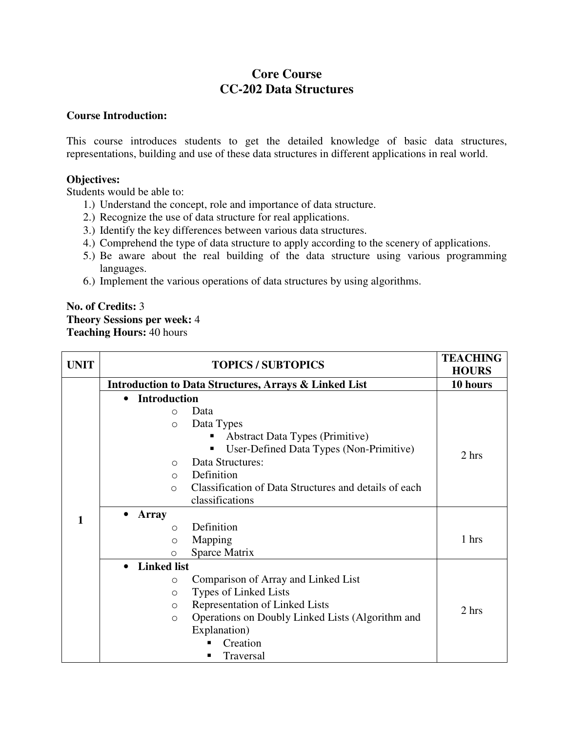# Core Course
# CC-202 Data Structures

**Course Introduction:**

This course introduces students to get the detailed knowledge of basic data structures, representations, building and use of these data structures in different applications in real world.

**Objectives:**

Students would be able to:

1.) Understand the concept, role and importance of data structure.
2.) Recognize the use of data structure for real applications.
3.) Identify the key differences between various data structures.
4.) Comprehend the type of data structure to apply according to the scenery of applications.
5.) Be aware about the real building of the data structure using various programming languages.
6.) Implement the various operations of data structures by using algorithms.

**No. of Credits:** 3
**Theory Sessions per week:** 4
**Teaching Hours:** 40 hours

| UNIT | TOPICS / SUBTOPICS | TEACHING HOURS |
|---|---|---|
| 1 | **Introduction to Data Structures, Arrays & Linked List** | **10 hours** |
| | • **Introduction**<br>  o Data<br>  o Data Types<br>    ▪ Abstract Data Types (Primitive)<br>    ▪ User-Defined Data Types (Non-Primitive)<br>  o Data Structures:<br>  o Definition<br>  o Classification of Data Structures and details of each classifications | 2 hrs |
| | • **Array**<br>  o Definition<br>  o Mapping<br>  o Sparce Matrix | 1 hrs |
| | • **Linked list**<br>  o Comparison of Array and Linked List<br>  o Types of Linked Lists<br>  o Representation of Linked Lists<br>  o Operations on Doubly Linked Lists (Algorithm and Explanation)<br>    ▪ Creation<br>    ▪ Traversal | 2 hrs |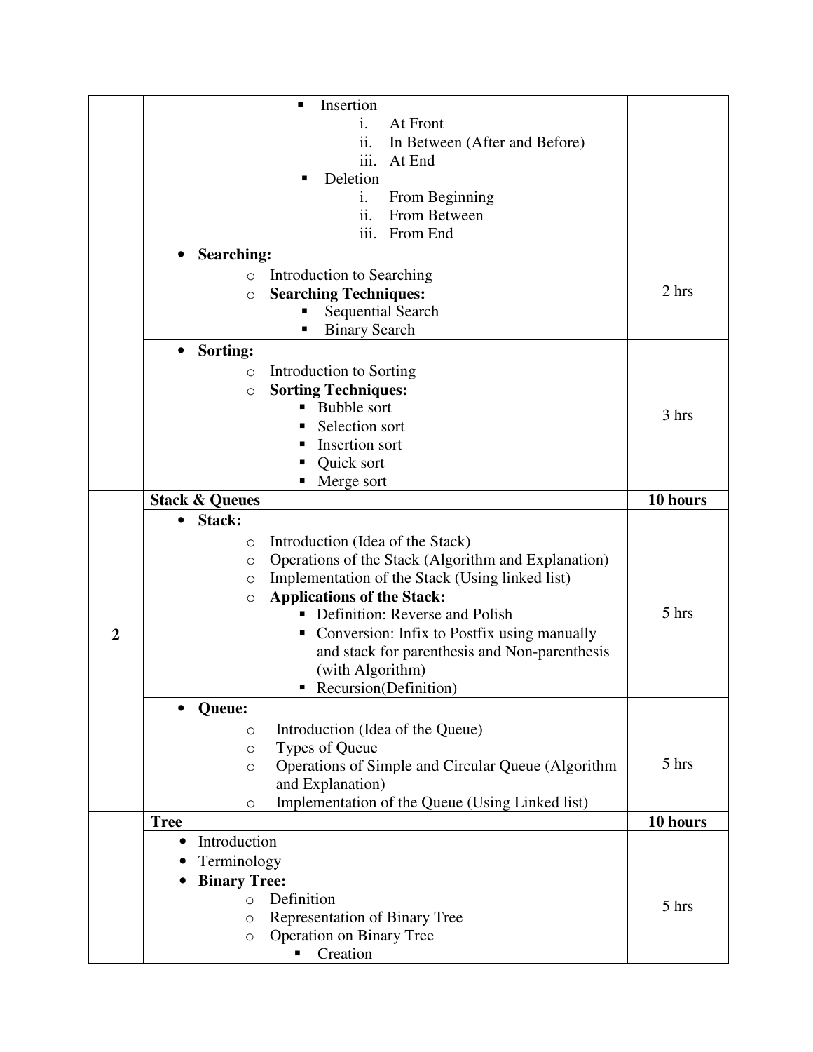| | | |
|---|---|---|
| | ▪ Insertion<br>i. At Front<br>ii. In Between (After and Before)<br>iii. At End<br>▪ Deletion<br>i. From Beginning<br>ii. From Between<br>iii. From End | |
| | • **Searching:**<br>○ Introduction to Searching<br>○ **Searching Techniques:**<br>▪ Sequential Search<br>▪ Binary Search | 2 hrs |
| | • **Sorting:**<br>○ Introduction to Sorting<br>○ **Sorting Techniques:**<br>▪ Bubble sort<br>▪ Selection sort<br>▪ Insertion sort<br>▪ Quick sort<br>▪ Merge sort | 3 hrs |
| **2** | **Stack & Queues** | **10 hours** |
| | • **Stack:**<br>○ Introduction (Idea of the Stack)<br>○ Operations of the Stack (Algorithm and Explanation)<br>○ Implementation of the Stack (Using linked list)<br>○ **Applications of the Stack:**<br>▪ Definition: Reverse and Polish<br>▪ Conversion: Infix to Postfix using manually and stack for parenthesis and Non-parenthesis (with Algorithm)<br>▪ Recursion(Definition) | 5 hrs |
| | • **Queue:**<br>○ Introduction (Idea of the Queue)<br>○ Types of Queue<br>○ Operations of Simple and Circular Queue (Algorithm and Explanation)<br>○ Implementation of the Queue (Using Linked list) | 5 hrs |
| | **Tree** | **10 hours** |
| | • Introduction<br>• Terminology<br>• **Binary Tree:**<br>○ Definition<br>○ Representation of Binary Tree<br>○ Operation on Binary Tree<br>▪ Creation | 5 hrs |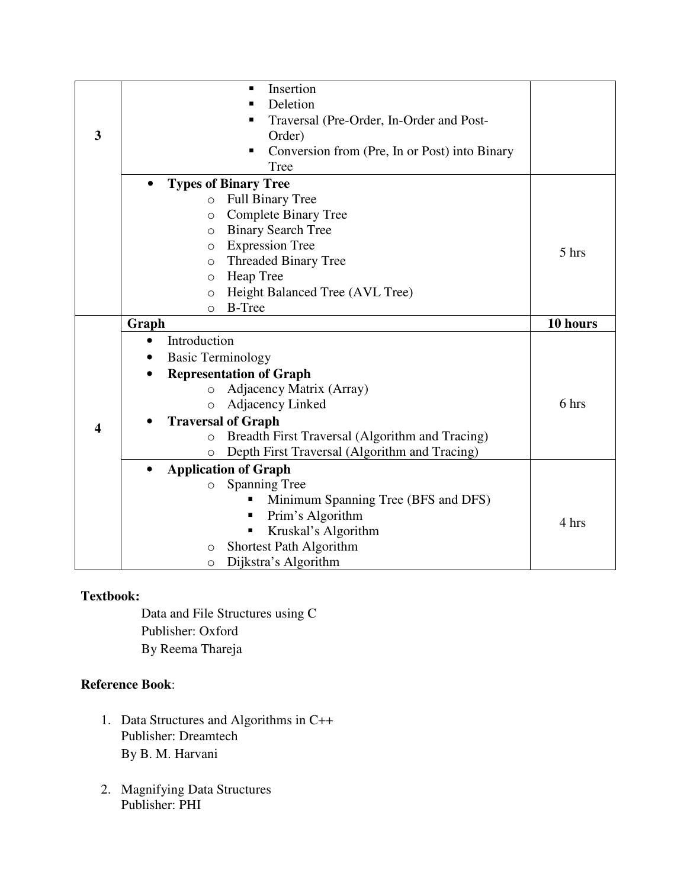| Unit | Content | Hours |
|---|---|---|
| 3 | ▪ Insertion<br>▪ Deletion<br>▪ Traversal (Pre-Order, In-Order and Post-Order)<br>▪ Conversion from (Pre, In or Post) into Binary Tree | |
| | • **Types of Binary Tree**<br>o Full Binary Tree<br>o Complete Binary Tree<br>o Binary Search Tree<br>o Expression Tree<br>o Threaded Binary Tree<br>o Heap Tree<br>o Height Balanced Tree (AVL Tree)<br>o B-Tree | 5 hrs |
| 4 | **Graph** | **10 hours** |
| | • Introduction<br>• Basic Terminology<br>• **Representation of Graph**<br>o Adjacency Matrix (Array)<br>o Adjacency Linked<br>• **Traversal of Graph**<br>o Breadth First Traversal (Algorithm and Tracing)<br>o Depth First Traversal (Algorithm and Tracing) | 6 hrs |
| | • **Application of Graph**<br>o Spanning Tree<br>▪ Minimum Spanning Tree (BFS and DFS)<br>▪ Prim's Algorithm<br>▪ Kruskal's Algorithm<br>o Shortest Path Algorithm<br>o Dijkstra's Algorithm | 4 hrs |

**Textbook:**

Data and File Structures using C
Publisher: Oxford
By Reema Thareja

**Reference Book**:

1. Data Structures and Algorithms in C++
   Publisher: Dreamtech
   By B. M. Harvani

2. Magnifying Data Structures
   Publisher: PHI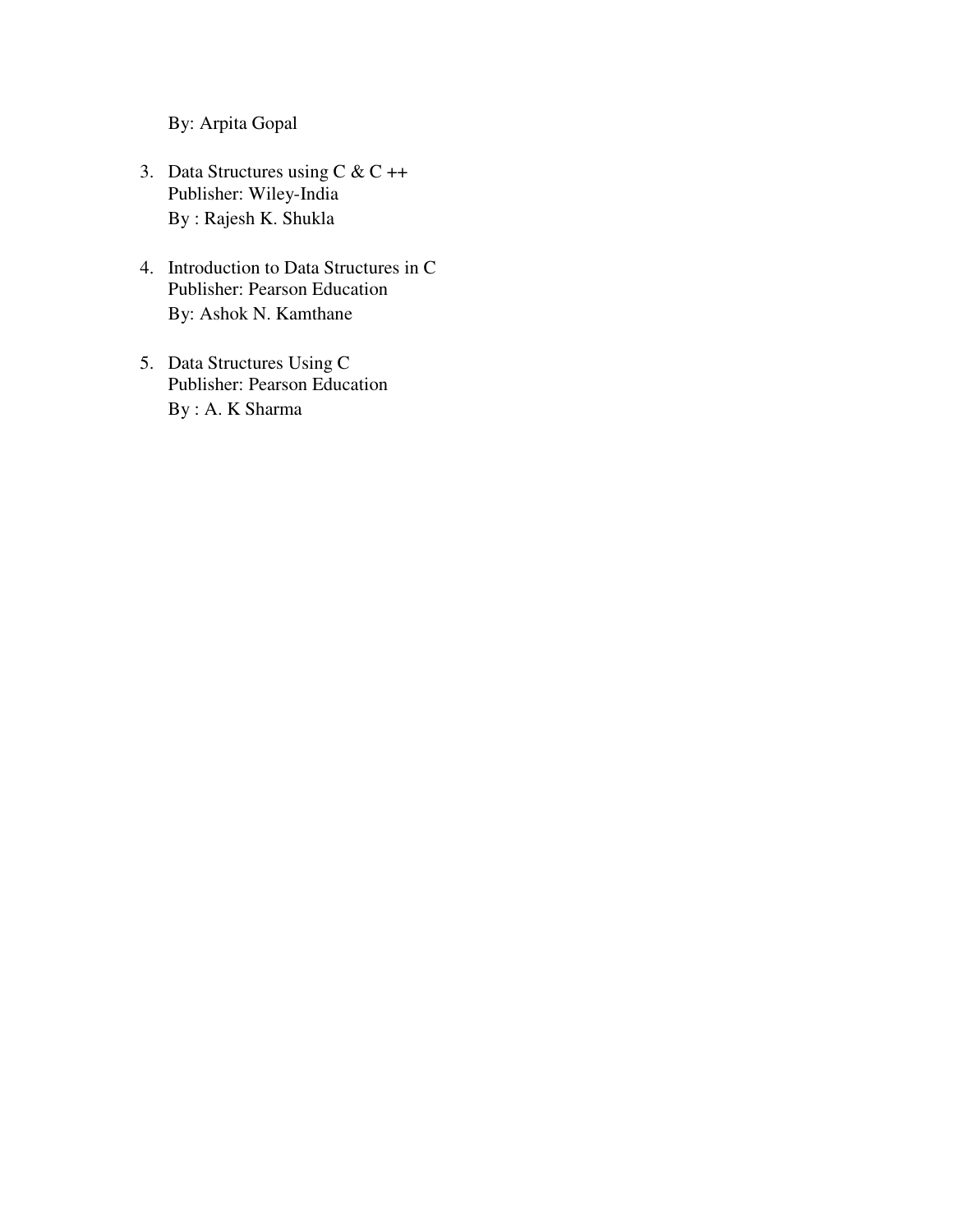By: Arpita Gopal

3. Data Structures using C & C ++
   Publisher: Wiley-India
   By : Rajesh K. Shukla

4. Introduction to Data Structures in C
   Publisher: Pearson Education
   By: Ashok N. Kamthane

5. Data Structures Using C
   Publisher: Pearson Education
   By : A. K Sharma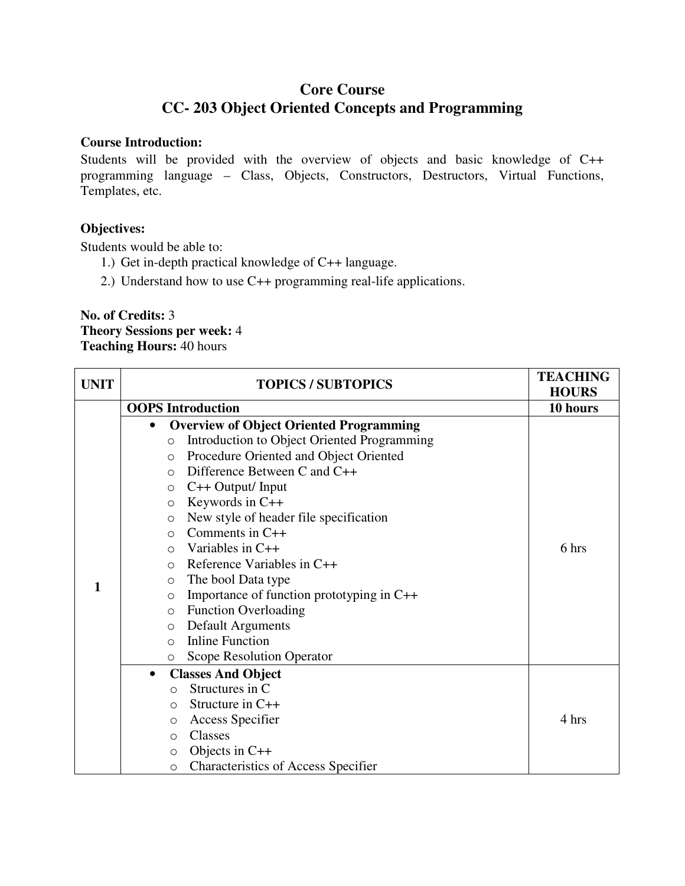# Core Course

## CC- 203 Object Oriented Concepts and Programming

**Course Introduction:**

Students will be provided with the overview of objects and basic knowledge of C++ programming language – Class, Objects, Constructors, Destructors, Virtual Functions, Templates, etc.

**Objectives:**

Students would be able to:

1.) Get in-depth practical knowledge of C++ language.

2.) Understand how to use C++ programming real-life applications.

**No. of Credits:** 3
**Theory Sessions per week:** 4
**Teaching Hours:** 40 hours

| UNIT | TOPICS / SUBTOPICS | TEACHING HOURS |
|---|---|---|
| 1 | **OOPS Introduction** | **10 hours** |
| | • **Overview of Object Oriented Programming**<br>○ Introduction to Object Oriented Programming<br>○ Procedure Oriented and Object Oriented<br>○ Difference Between C and C++<br>○ C++ Output/ Input<br>○ Keywords in C++<br>○ New style of header file specification<br>○ Comments in C++<br>○ Variables in C++<br>○ Reference Variables in C++<br>○ The bool Data type<br>○ Importance of function prototyping in C++<br>○ Function Overloading<br>○ Default Arguments<br>○ Inline Function<br>○ Scope Resolution Operator | 6 hrs |
| | • **Classes And Object**<br>○ Structures in C<br>○ Structure in C++<br>○ Access Specifier<br>○ Classes<br>○ Objects in C++<br>○ Characteristics of Access Specifier | 4 hrs |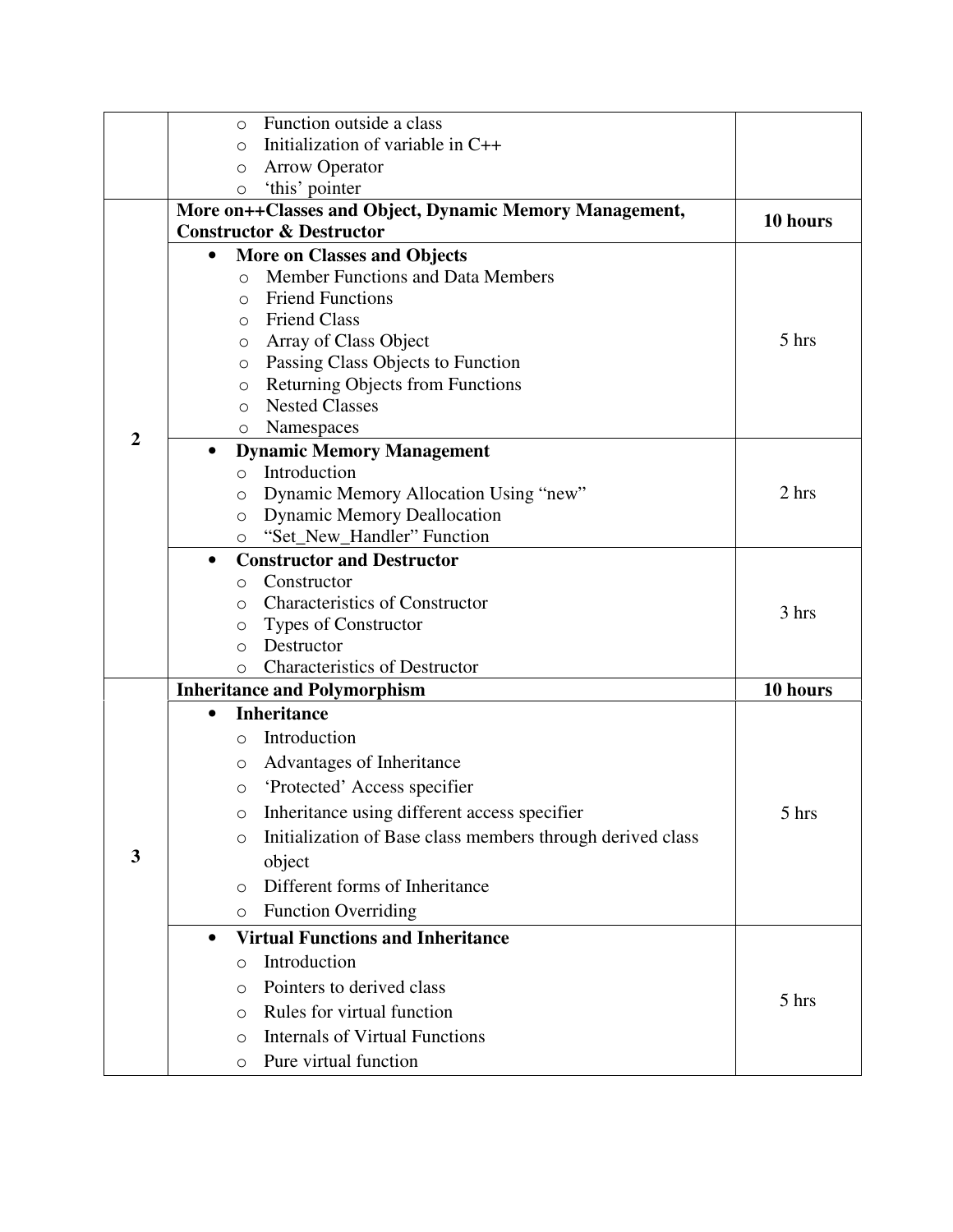| | | |
|---|---|---|
| | ○ Function outside a class<br>○ Initialization of variable in C++<br>○ Arrow Operator<br>○ 'this' pointer | |
| 2 | **More on++Classes and Object, Dynamic Memory Management, Constructor & Destructor** | **10 hours** |
| | • **More on Classes and Objects**<br>○ Member Functions and Data Members<br>○ Friend Functions<br>○ Friend Class<br>○ Array of Class Object<br>○ Passing Class Objects to Function<br>○ Returning Objects from Functions<br>○ Nested Classes<br>○ Namespaces | 5 hrs |
| | • **Dynamic Memory Management**<br>○ Introduction<br>○ Dynamic Memory Allocation Using "new"<br>○ Dynamic Memory Deallocation<br>○ "Set_New_Handler" Function | 2 hrs |
| | • **Constructor and Destructor**<br>○ Constructor<br>○ Characteristics of Constructor<br>○ Types of Constructor<br>○ Destructor<br>○ Characteristics of Destructor | 3 hrs |
| 3 | **Inheritance and Polymorphism** | **10 hours** |
| | • **Inheritance**<br>○ Introduction<br>○ Advantages of Inheritance<br>○ 'Protected' Access specifier<br>○ Inheritance using different access specifier<br>○ Initialization of Base class members through derived class object<br>○ Different forms of Inheritance<br>○ Function Overriding | 5 hrs |
| | • **Virtual Functions and Inheritance**<br>○ Introduction<br>○ Pointers to derived class<br>○ Rules for virtual function<br>○ Internals of Virtual Functions<br>○ Pure virtual function | 5 hrs |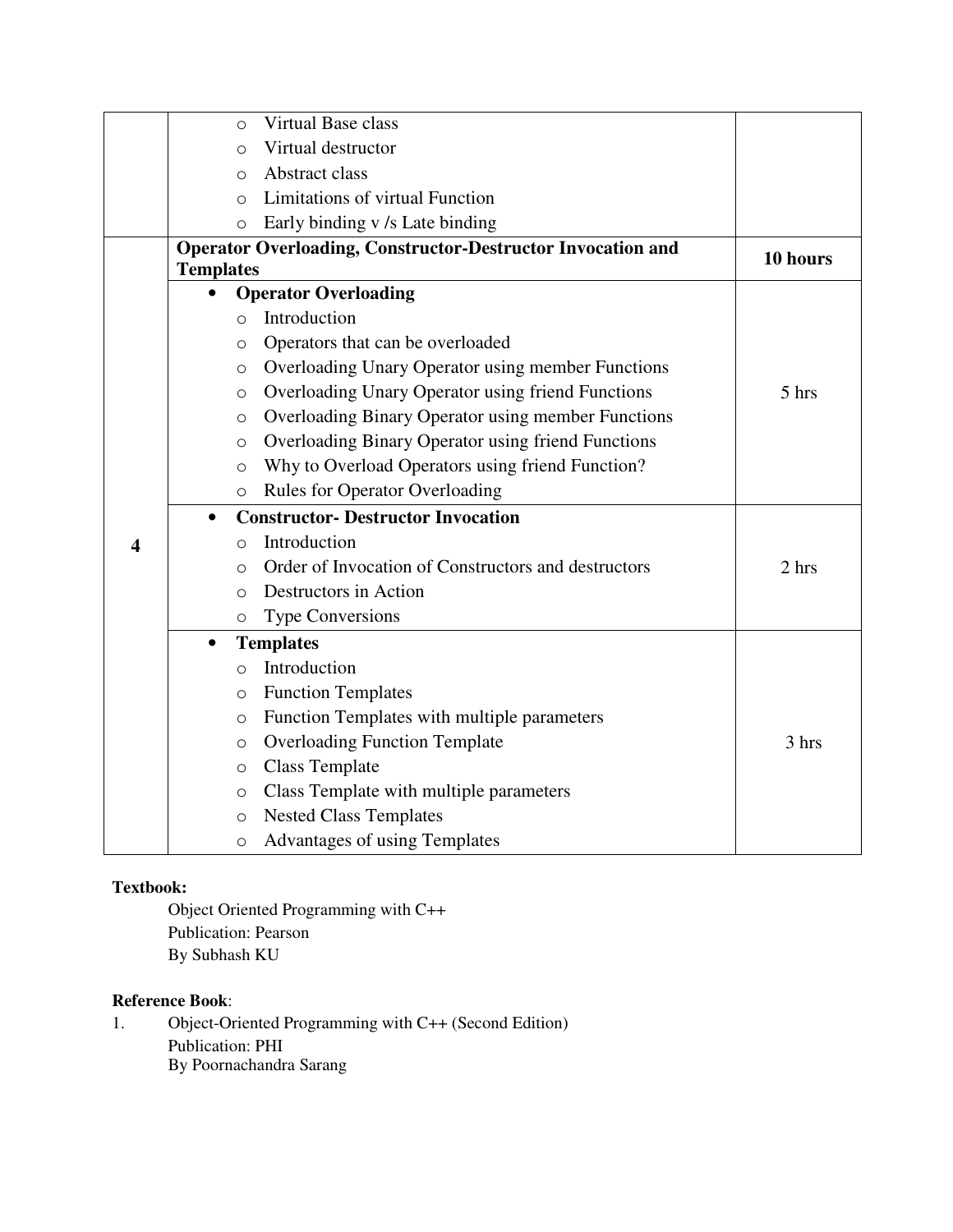| | | |
|---|---|---|
| | ○ Virtual Base class<br>○ Virtual destructor<br>○ Abstract class<br>○ Limitations of virtual Function<br>○ Early binding v /s Late binding | |
| **4** | **Operator Overloading, Constructor-Destructor Invocation and Templates** | **10 hours** |
| | • **Operator Overloading**<br>○ Introduction<br>○ Operators that can be overloaded<br>○ Overloading Unary Operator using member Functions<br>○ Overloading Unary Operator using friend Functions<br>○ Overloading Binary Operator using member Functions<br>○ Overloading Binary Operator using friend Functions<br>○ Why to Overload Operators using friend Function?<br>○ Rules for Operator Overloading | 5 hrs |
| | • **Constructor- Destructor Invocation**<br>○ Introduction<br>○ Order of Invocation of Constructors and destructors<br>○ Destructors in Action<br>○ Type Conversions | 2 hrs |
| | • **Templates**<br>○ Introduction<br>○ Function Templates<br>○ Function Templates with multiple parameters<br>○ Overloading Function Template<br>○ Class Template<br>○ Class Template with multiple parameters<br>○ Nested Class Templates<br>○ Advantages of using Templates | 3 hrs |

**Textbook:**

Object Oriented Programming with C++
Publication: Pearson
By Subhash KU

**Reference Book**:

1. Object-Oriented Programming with C++ (Second Edition)
   Publication: PHI
   By Poornachandra Sarang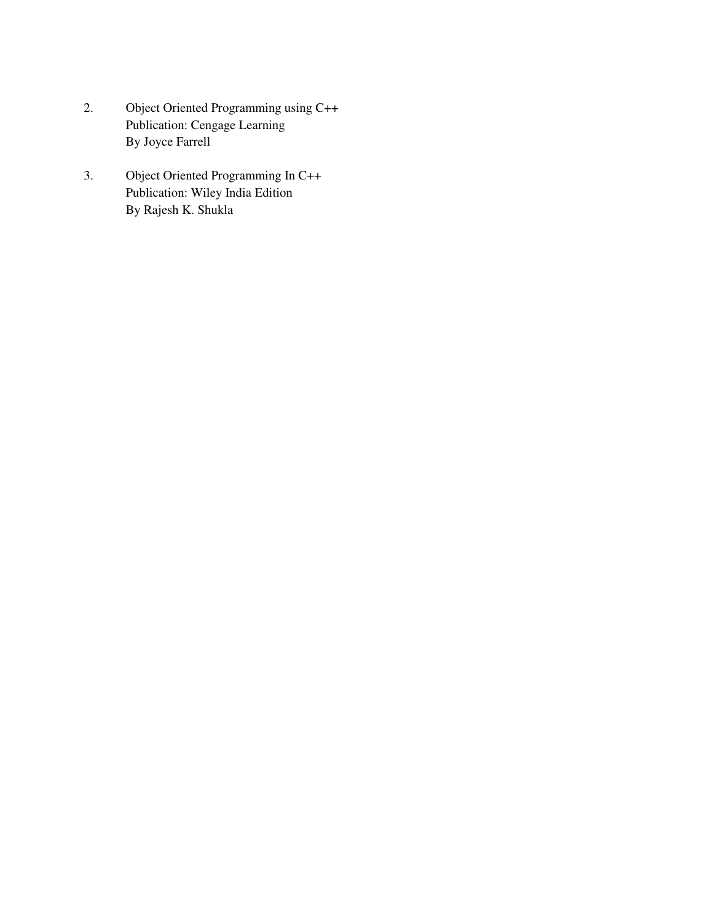2. Object Oriented Programming using C++
   Publication: Cengage Learning
   By Joyce Farrell

3. Object Oriented Programming In C++
   Publication: Wiley India Edition
   By Rajesh K. Shukla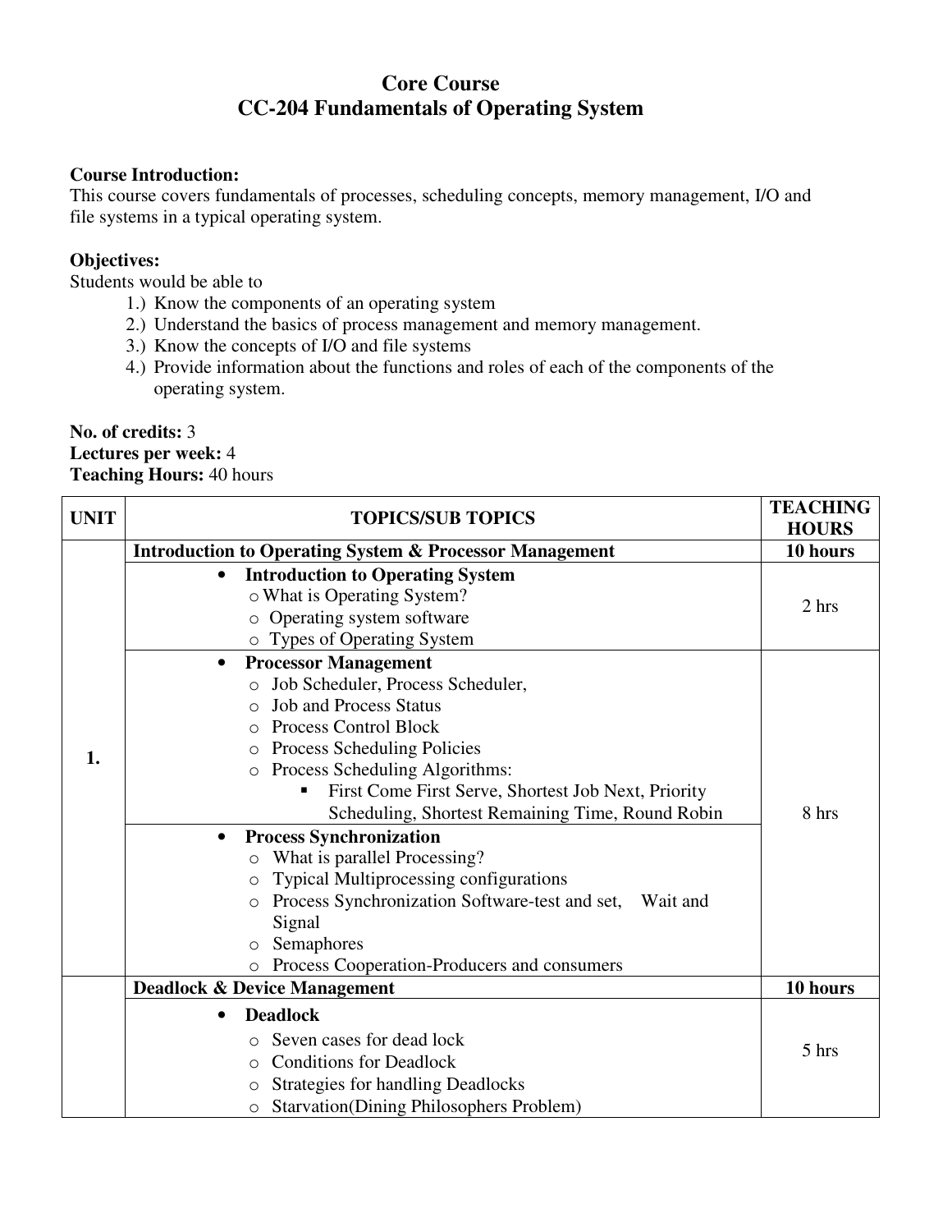# Core Course
# CC-204 Fundamentals of Operating System

**Course Introduction:**
This course covers fundamentals of processes, scheduling concepts, memory management, I/O and file systems in a typical operating system.

**Objectives:**
Students would be able to

1.) Know the components of an operating system
2.) Understand the basics of process management and memory management.
3.) Know the concepts of I/O and file systems
4.) Provide information about the functions and roles of each of the components of the operating system.

**No. of credits:** 3
**Lectures per week:** 4
**Teaching Hours:** 40 hours

| UNIT | TOPICS/SUB TOPICS | TEACHING HOURS |
|---|---|---|
| 1. | **Introduction to Operating System & Processor Management** | **10 hours** |
| | • **Introduction to Operating System**<br>○ What is Operating System?<br>○ Operating system software<br>○ Types of Operating System | 2 hrs |
| | • **Processor Management**<br>○ Job Scheduler, Process Scheduler,<br>○ Job and Process Status<br>○ Process Control Block<br>○ Process Scheduling Policies<br>○ Process Scheduling Algorithms:<br>▪ First Come First Serve, Shortest Job Next, Priority Scheduling, Shortest Remaining Time, Round Robin<br>• **Process Synchronization**<br>○ What is parallel Processing?<br>○ Typical Multiprocessing configurations<br>○ Process Synchronization Software-test and set, Wait and Signal<br>○ Semaphores<br>○ Process Cooperation-Producers and consumers | 8 hrs |
| | **Deadlock & Device Management** | **10 hours** |
| | • **Deadlock**<br>○ Seven cases for dead lock<br>○ Conditions for Deadlock<br>○ Strategies for handling Deadlocks<br>○ Starvation(Dining Philosophers Problem) | 5 hrs |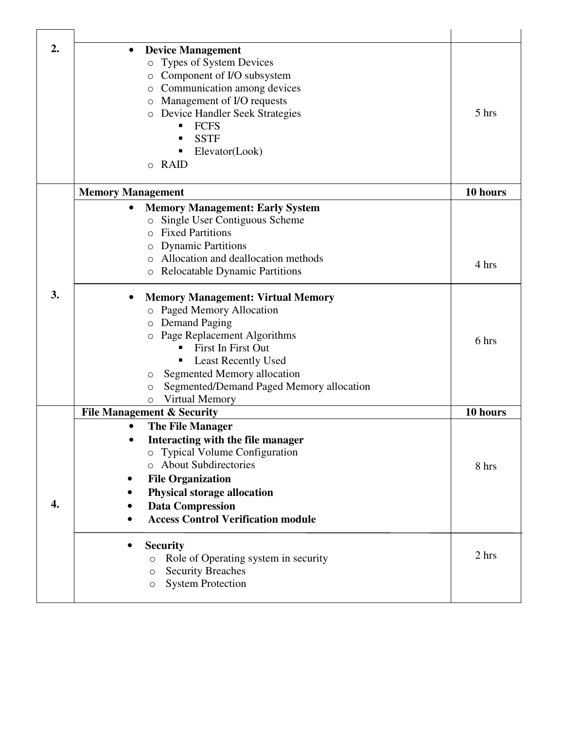| | | |
|---|---|---|
| **2.** | • **Device Management**<br>○ Types of System Devices<br>○ Component of I/O subsystem<br>○ Communication among devices<br>○ Management of I/O requests<br>○ Device Handler Seek Strategies<br>▪ FCFS<br>▪ SSTF<br>▪ Elevator(Look)<br>○ RAID | 5 hrs |
| | **Memory Management** | **10 hours** |
| **3.** | • **Memory Management: Early System**<br>○ Single User Contiguous Scheme<br>○ Fixed Partitions<br>○ Dynamic Partitions<br>○ Allocation and deallocation methods<br>○ Relocatable Dynamic Partitions | 4 hrs |
| | • **Memory Management: Virtual Memory**<br>○ Paged Memory Allocation<br>○ Demand Paging<br>○ Page Replacement Algorithms<br>▪ First In First Out<br>▪ Least Recently Used<br>○ Segmented Memory allocation<br>○ Segmented/Demand Paged Memory allocation<br>○ Virtual Memory | 6 hrs |
| | **File Management & Security** | **10 hours** |
| **4.** | • **The File Manager**<br>• **Interacting with the file manager**<br>○ Typical Volume Configuration<br>○ About Subdirectories<br>• **File Organization**<br>• **Physical storage allocation**<br>• **Data Compression**<br>• **Access Control Verification module** | 8 hrs |
| | • **Security**<br>○ Role of Operating system in security<br>○ Security Breaches<br>○ System Protection | 2 hrs |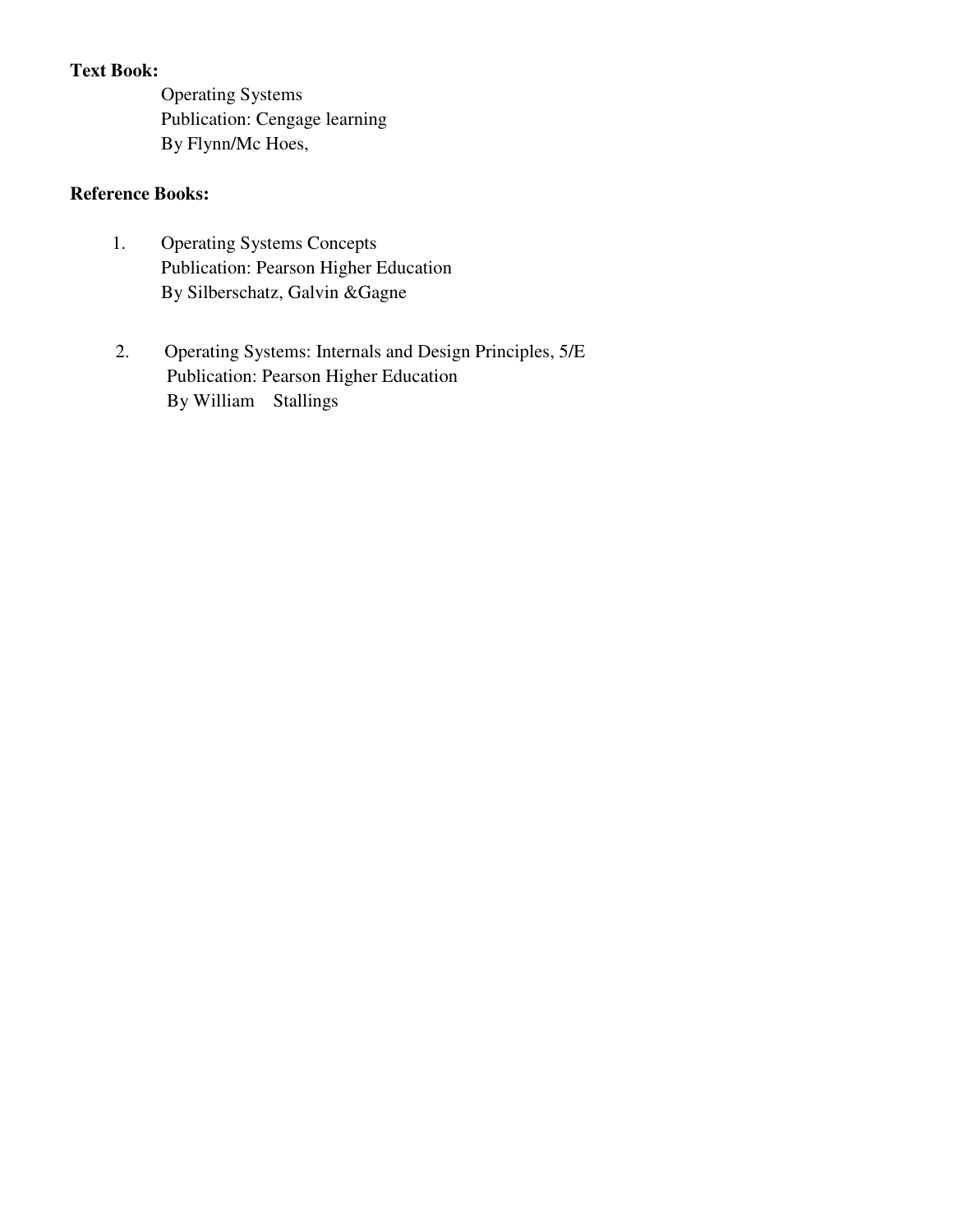**Text Book:**

Operating Systems
Publication: Cengage learning
By Flynn/Mc Hoes,

**Reference Books:**

1. Operating Systems Concepts
   Publication: Pearson Higher Education
   By Silberschatz, Galvin &Gagne

2. Operating Systems: Internals and Design Principles, 5/E
   Publication: Pearson Higher Education
   By William Stallings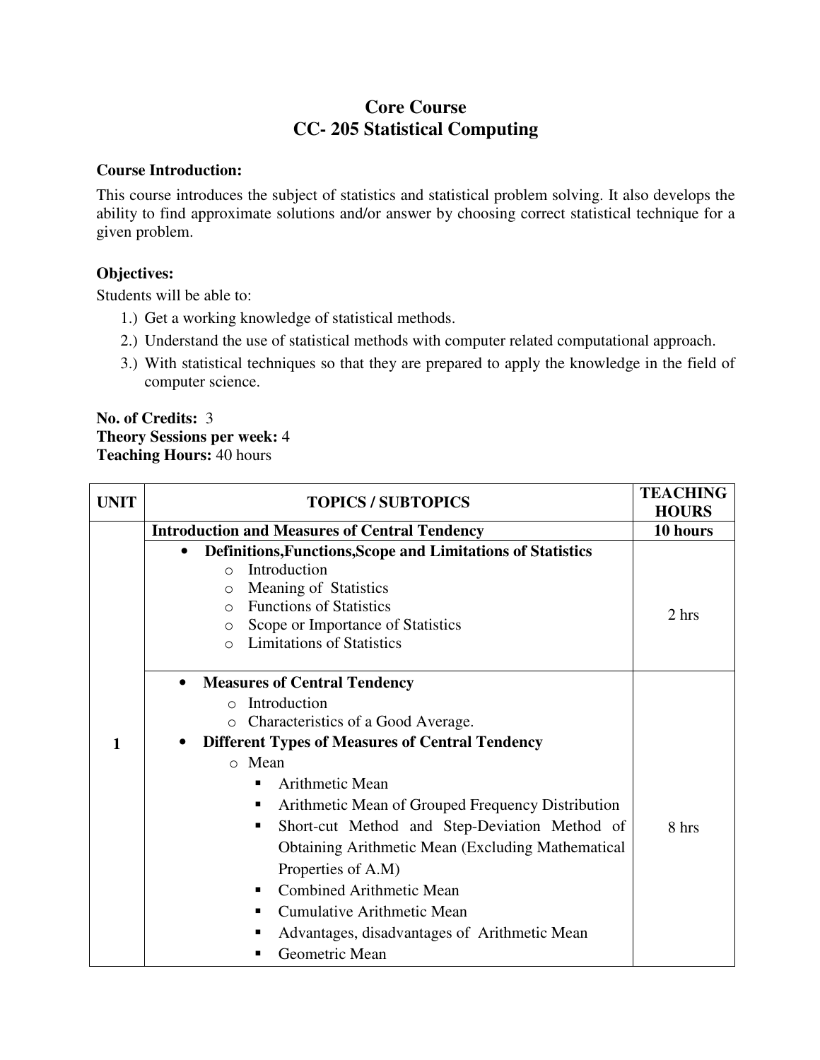# Core Course
## CC- 205 Statistical Computing

**Course Introduction:**

This course introduces the subject of statistics and statistical problem solving. It also develops the ability to find approximate solutions and/or answer by choosing correct statistical technique for a given problem.

**Objectives:**

Students will be able to:

1.) Get a working knowledge of statistical methods.
2.) Understand the use of statistical methods with computer related computational approach.
3.) With statistical techniques so that they are prepared to apply the knowledge in the field of computer science.

**No. of Credits:** 3
**Theory Sessions per week:** 4
**Teaching Hours:** 40 hours

| UNIT | TOPICS / SUBTOPICS | TEACHING HOURS |
|---|---|---|
| 1 | **Introduction and Measures of Central Tendency** | **10 hours** |
| | • **Definitions,Functions,Scope and Limitations of Statistics**<br>o Introduction<br>o Meaning of Statistics<br>o Functions of Statistics<br>o Scope or Importance of Statistics<br>o Limitations of Statistics | 2 hrs |
| | • **Measures of Central Tendency**<br>o Introduction<br>o Characteristics of a Good Average.<br>• **Different Types of Measures of Central Tendency**<br>o Mean<br>▪ Arithmetic Mean<br>▪ Arithmetic Mean of Grouped Frequency Distribution<br>▪ Short-cut Method and Step-Deviation Method of Obtaining Arithmetic Mean (Excluding Mathematical Properties of A.M)<br>▪ Combined Arithmetic Mean<br>▪ Cumulative Arithmetic Mean<br>▪ Advantages, disadvantages of Arithmetic Mean<br>▪ Geometric Mean | 8 hrs |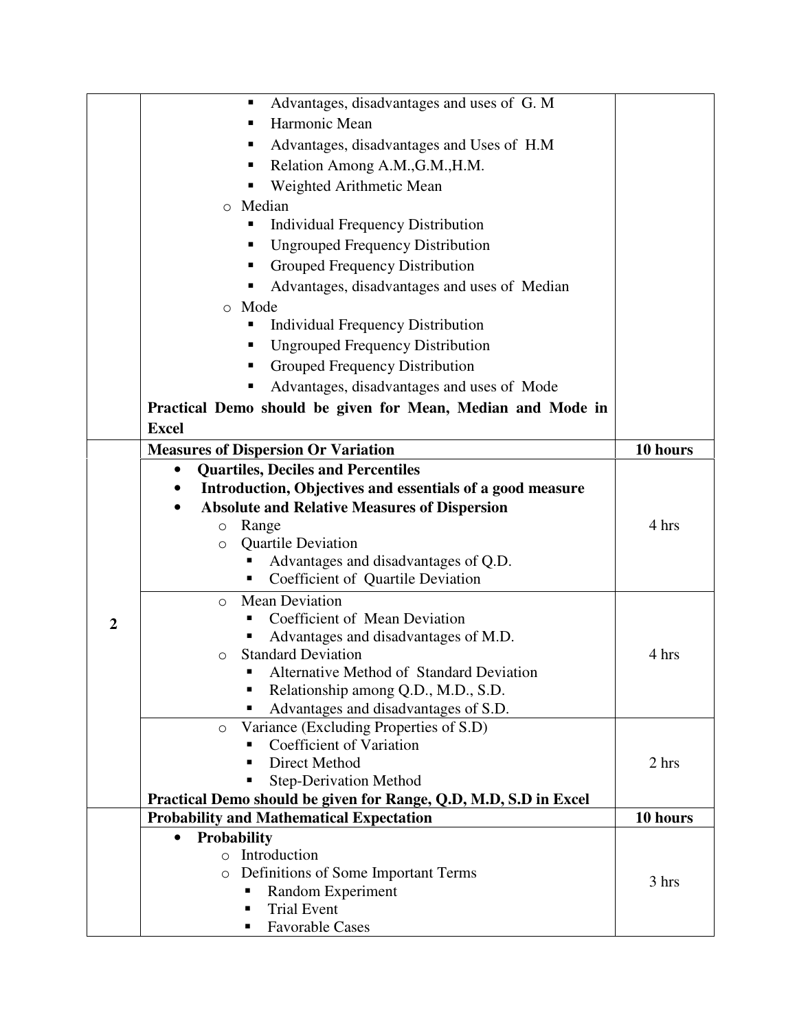| | | |
|---|---|---|
| | ▪ Advantages, disadvantages and uses of G. M<br>▪ Harmonic Mean<br>▪ Advantages, disadvantages and Uses of H.M<br>▪ Relation Among A.M.,G.M.,H.M.<br>▪ Weighted Arithmetic Mean<br>o Median<br>▪ Individual Frequency Distribution<br>▪ Ungrouped Frequency Distribution<br>▪ Grouped Frequency Distribution<br>▪ Advantages, disadvantages and uses of Median<br>o Mode<br>▪ Individual Frequency Distribution<br>▪ Ungrouped Frequency Distribution<br>▪ Grouped Frequency Distribution<br>▪ Advantages, disadvantages and uses of Mode<br>**Practical Demo should be given for Mean, Median and Mode in Excel** | |
| 2 | **Measures of Dispersion Or Variation** | **10 hours** |
| | • **Quartiles, Deciles and Percentiles**<br>• **Introduction, Objectives and essentials of a good measure**<br>• **Absolute and Relative Measures of Dispersion**<br>o Range<br>o Quartile Deviation<br>▪ Advantages and disadvantages of Q.D.<br>▪ Coefficient of Quartile Deviation | 4 hrs |
| | o Mean Deviation<br>▪ Coefficient of Mean Deviation<br>▪ Advantages and disadvantages of M.D.<br>o Standard Deviation<br>▪ Alternative Method of Standard Deviation<br>▪ Relationship among Q.D., M.D., S.D.<br>▪ Advantages and disadvantages of S.D. | 4 hrs |
| | o Variance (Excluding Properties of S.D)<br>▪ Coefficient of Variation<br>▪ Direct Method<br>▪ Step-Derivation Method<br>**Practical Demo should be given for Range, Q.D, M.D, S.D in Excel** | 2 hrs |
| | **Probability and Mathematical Expectation** | **10 hours** |
| | • **Probability**<br>o Introduction<br>o Definitions of Some Important Terms<br>▪ Random Experiment<br>▪ Trial Event<br>▪ Favorable Cases | 3 hrs |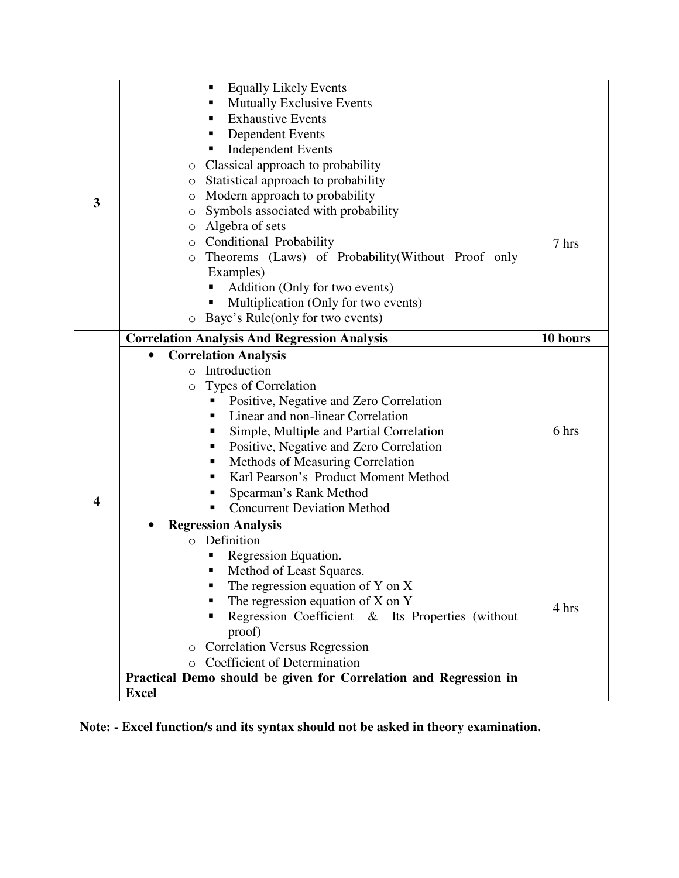| | | |
|---|---|---|
| 3 | ▪ Equally Likely Events<br>▪ Mutually Exclusive Events<br>▪ Exhaustive Events<br>▪ Dependent Events<br>▪ Independent Events | |
| | ○ Classical approach to probability<br>○ Statistical approach to probability<br>○ Modern approach to probability<br>○ Symbols associated with probability<br>○ Algebra of sets<br>○ Conditional Probability<br>○ Theorems (Laws) of Probability(Without Proof only Examples)<br>&nbsp;&nbsp;▪ Addition (Only for two events)<br>&nbsp;&nbsp;▪ Multiplication (Only for two events)<br>○ Baye's Rule(only for two events) | 7 hrs |
| 4 | **Correlation Analysis And Regression Analysis** | **10 hours** |
| | • **Correlation Analysis**<br>&nbsp;&nbsp;○ Introduction<br>&nbsp;&nbsp;○ Types of Correlation<br>&nbsp;&nbsp;&nbsp;&nbsp;▪ Positive, Negative and Zero Correlation<br>&nbsp;&nbsp;&nbsp;&nbsp;▪ Linear and non-linear Correlation<br>&nbsp;&nbsp;&nbsp;&nbsp;▪ Simple, Multiple and Partial Correlation<br>&nbsp;&nbsp;&nbsp;&nbsp;▪ Positive, Negative and Zero Correlation<br>&nbsp;&nbsp;&nbsp;&nbsp;▪ Methods of Measuring Correlation<br>&nbsp;&nbsp;&nbsp;&nbsp;▪ Karl Pearson's Product Moment Method<br>&nbsp;&nbsp;&nbsp;&nbsp;▪ Spearman's Rank Method<br>&nbsp;&nbsp;&nbsp;&nbsp;▪ Concurrent Deviation Method | 6 hrs |
| | • **Regression Analysis**<br>&nbsp;&nbsp;○ Definition<br>&nbsp;&nbsp;&nbsp;&nbsp;▪ Regression Equation.<br>&nbsp;&nbsp;&nbsp;&nbsp;▪ Method of Least Squares.<br>&nbsp;&nbsp;&nbsp;&nbsp;▪ The regression equation of Y on X<br>&nbsp;&nbsp;&nbsp;&nbsp;▪ The regression equation of X on Y<br>&nbsp;&nbsp;&nbsp;&nbsp;▪ Regression Coefficient & Its Properties (without proof)<br>&nbsp;&nbsp;○ Correlation Versus Regression<br>&nbsp;&nbsp;○ Coefficient of Determination<br>**Practical Demo should be given for Correlation and Regression in Excel** | 4 hrs |

**Note: - Excel function/s and its syntax should not be asked in theory examination.**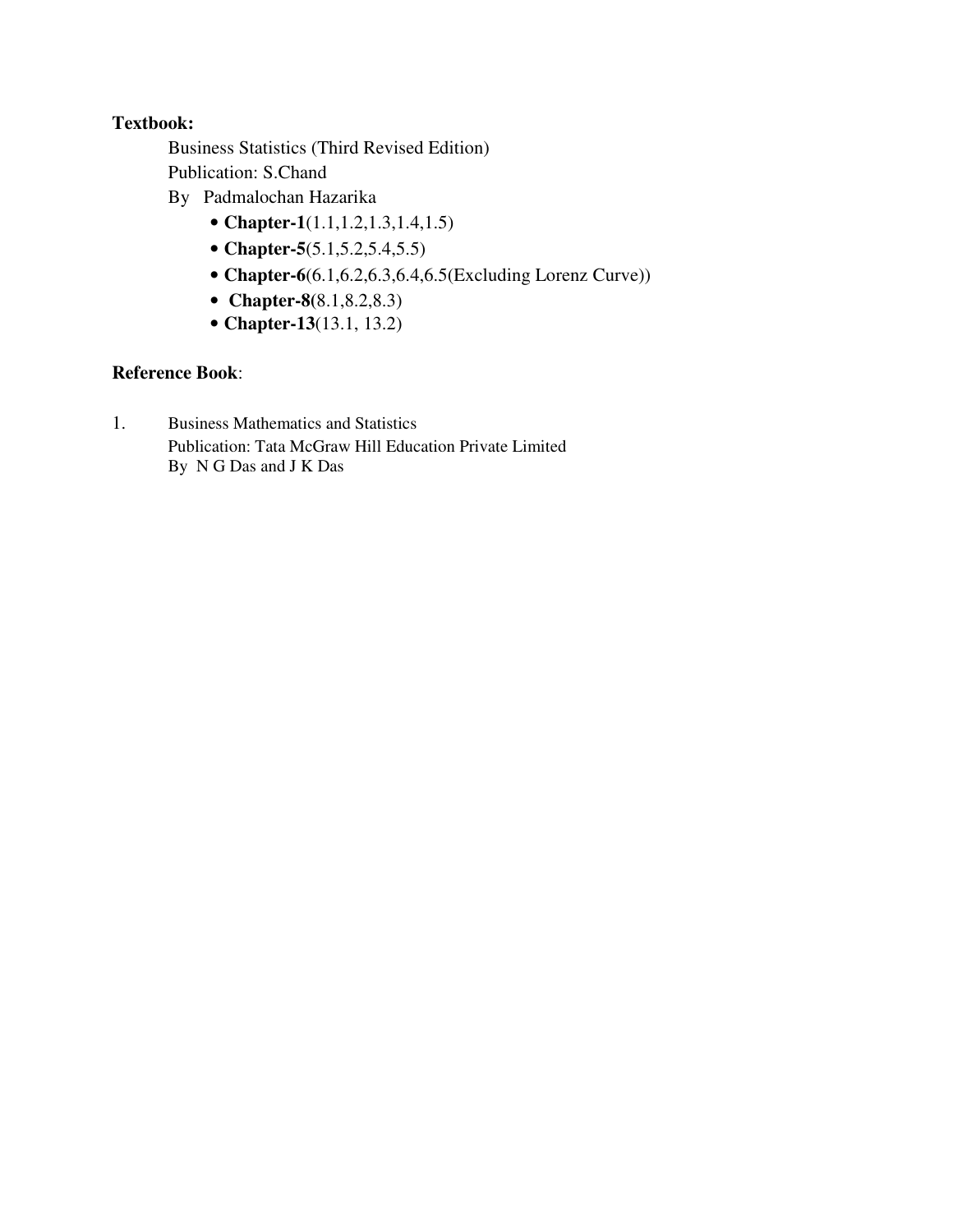**Textbook:**

Business Statistics (Third Revised Edition)
Publication: S.Chand
By Padmalochan Hazarika

- **Chapter-1**(1.1,1.2,1.3,1.4,1.5)
- **Chapter-5**(5.1,5.2,5.4,5.5)
- **Chapter-6**(6.1,6.2,6.3,6.4,6.5(Excluding Lorenz Curve))
- **Chapter-8(**8.1,8.2,8.3)
- **Chapter-13**(13.1, 13.2)

**Reference Book**:

1. Business Mathematics and Statistics
   Publication: Tata McGraw Hill Education Private Limited
   By N G Das and J K Das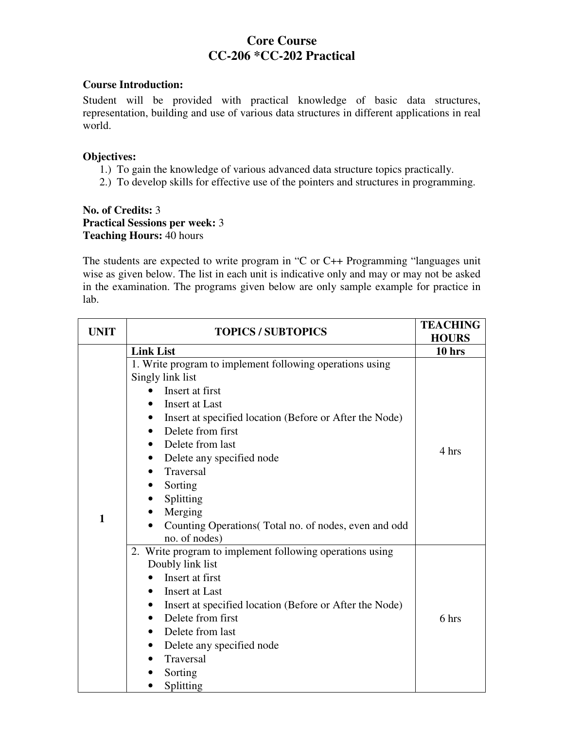# Core Course
## CC-206 *CC-202 Practical

**Course Introduction:**

Student will be provided with practical knowledge of basic data structures, representation, building and use of various data structures in different applications in real world.

**Objectives:**

1.) To gain the knowledge of various advanced data structure topics practically.
2.) To develop skills for effective use of the pointers and structures in programming.

**No. of Credits:** 3
**Practical Sessions per week:** 3
**Teaching Hours:** 40 hours

The students are expected to write program in "C or C++ Programming "languages unit wise as given below. The list in each unit is indicative only and may or may not be asked in the examination. The programs given below are only sample example for practice in lab.

| UNIT | TOPICS / SUBTOPICS | TEACHING HOURS |
|---|---|---|
| 1 | **Link List** | **10 hrs** |
| | 1. Write program to implement following operations using Singly link list<br>• Insert at first<br>• Insert at Last<br>• Insert at specified location (Before or After the Node)<br>• Delete from first<br>• Delete from last<br>• Delete any specified node<br>• Traversal<br>• Sorting<br>• Splitting<br>• Merging<br>• Counting Operations( Total no. of nodes, even and odd no. of nodes) | 4 hrs |
| | 2. Write program to implement following operations using Doubly link list<br>• Insert at first<br>• Insert at Last<br>• Insert at specified location (Before or After the Node)<br>• Delete from first<br>• Delete from last<br>• Delete any specified node<br>• Traversal<br>• Sorting<br>• Splitting | 6 hrs |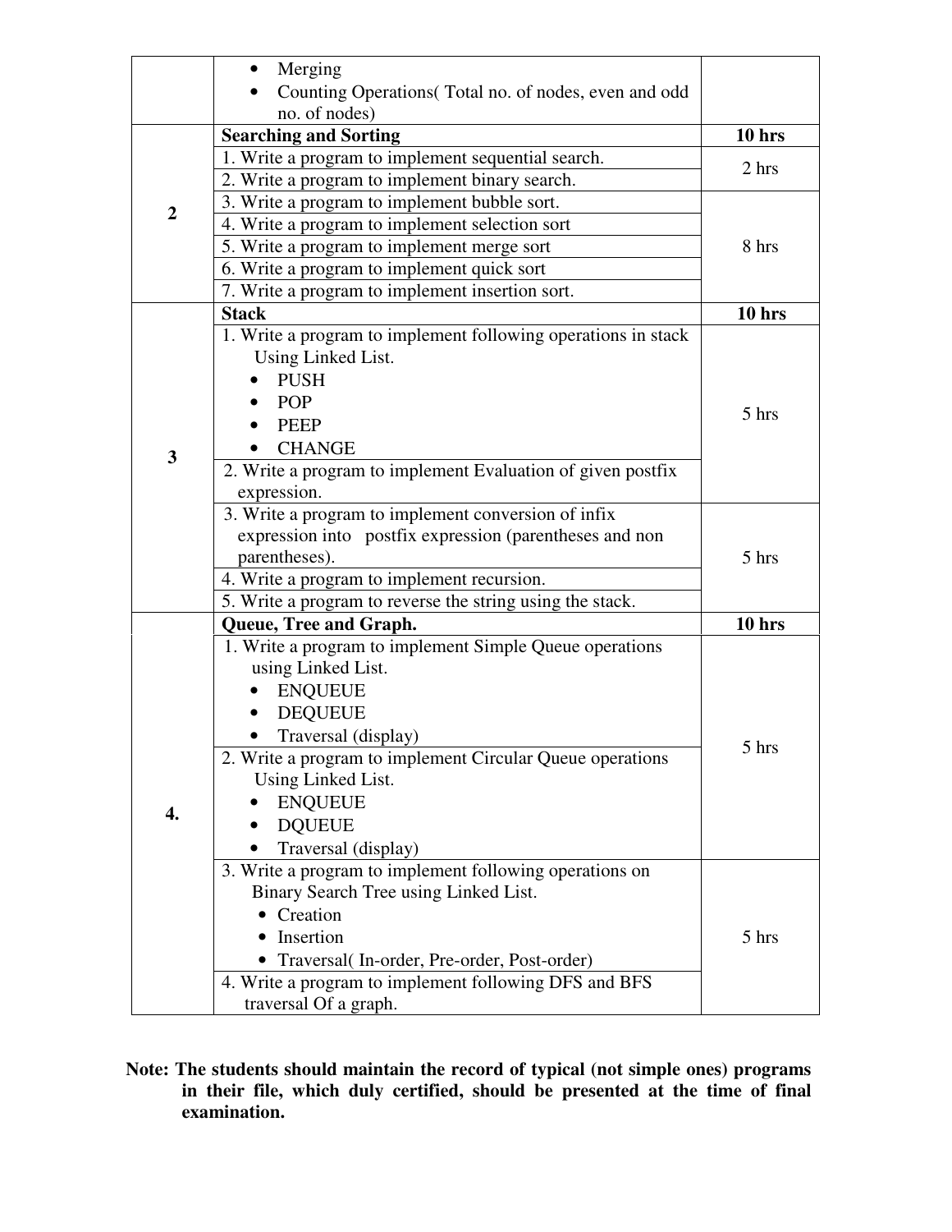| | | |
|---|---|---|
| | • Merging<br>• Counting Operations( Total no. of nodes, even and odd no. of nodes) | |
| 2 | **Searching and Sorting** | **10 hrs** |
| | 1. Write a program to implement sequential search. | 2 hrs |
| | 2. Write a program to implement binary search. | |
| | 3. Write a program to implement bubble sort. | 8 hrs |
| | 4. Write a program to implement selection sort | |
| | 5. Write a program to implement merge sort | |
| | 6. Write a program to implement quick sort | |
| | 7. Write a program to implement insertion sort. | |
| 3 | **Stack** | **10 hrs** |
| | 1. Write a program to implement following operations in stack Using Linked List.<br>• PUSH<br>• POP<br>• PEEP<br>• CHANGE | 5 hrs |
| | 2. Write a program to implement Evaluation of given postfix expression. | |
| | 3. Write a program to implement conversion of infix expression into postfix expression (parentheses and non parentheses). | 5 hrs |
| | 4. Write a program to implement recursion. | |
| | 5. Write a program to reverse the string using the stack. | |
| 4. | **Queue, Tree and Graph.** | **10 hrs** |
| | 1. Write a program to implement Simple Queue operations using Linked List.<br>• ENQUEUE<br>• DEQUEUE<br>• Traversal (display) | 5 hrs |
| | 2. Write a program to implement Circular Queue operations Using Linked List.<br>• ENQUEUE<br>• DQUEUE<br>• Traversal (display) | |
| | 3. Write a program to implement following operations on Binary Search Tree using Linked List.<br>• Creation<br>• Insertion<br>• Traversal( In-order, Pre-order, Post-order) | 5 hrs |
| | 4. Write a program to implement following DFS and BFS traversal Of a graph. | |

**Note: The students should maintain the record of typical (not simple ones) programs in their file, which duly certified, should be presented at the time of final examination.**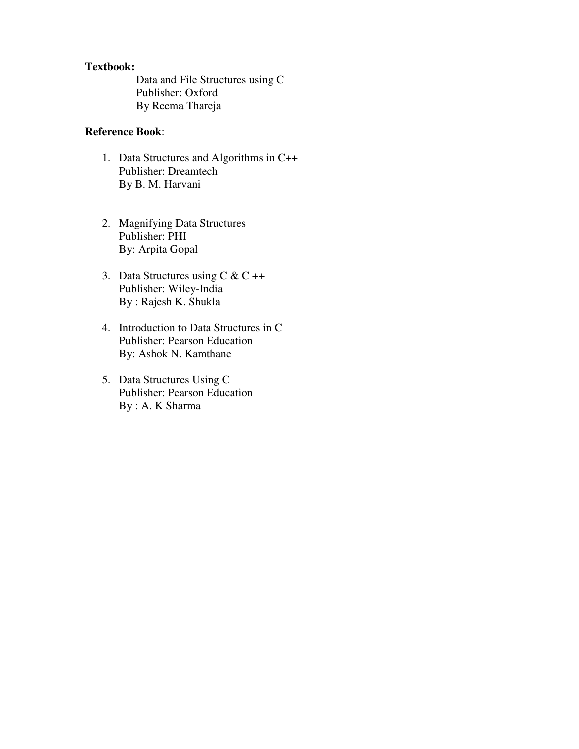**Textbook:**

Data and File Structures using C
Publisher: Oxford
By Reema Thareja

**Reference Book**:

1. Data Structures and Algorithms in C++
   Publisher: Dreamtech
   By B. M. Harvani

2. Magnifying Data Structures
   Publisher: PHI
   By: Arpita Gopal

3. Data Structures using C & C ++
   Publisher: Wiley-India
   By : Rajesh K. Shukla

4. Introduction to Data Structures in C
   Publisher: Pearson Education
   By: Ashok N. Kamthane

5. Data Structures Using C
   Publisher: Pearson Education
   By : A. K Sharma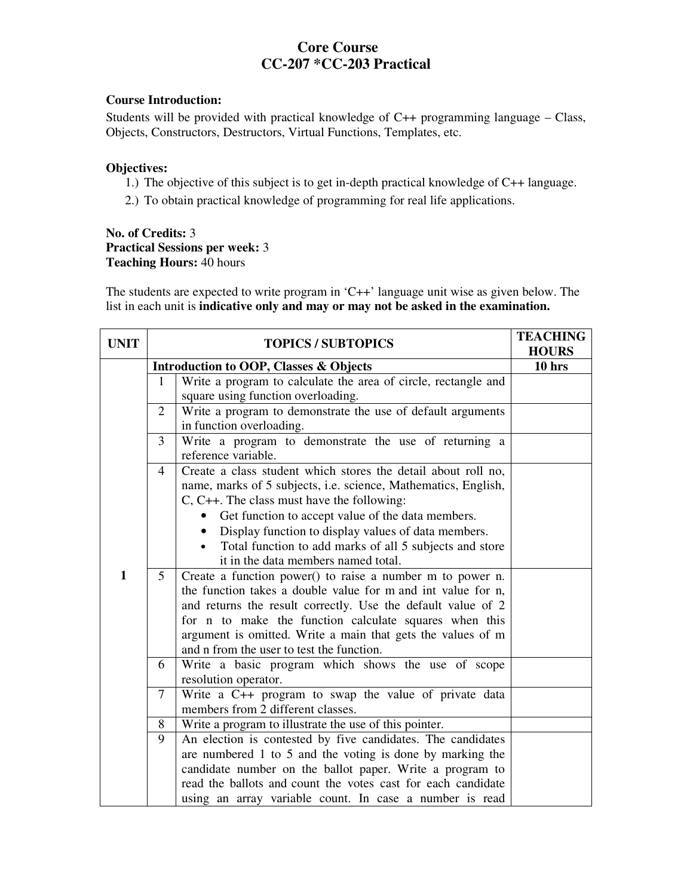# Core Course
## CC-207 *CC-203 Practical

**Course Introduction:**

Students will be provided with practical knowledge of C++ programming language – Class, Objects, Constructors, Destructors, Virtual Functions, Templates, etc.

**Objectives:**

1.) The objective of this subject is to get in-depth practical knowledge of C++ language.

2.) To obtain practical knowledge of programming for real life applications.

**No. of Credits:** 3
**Practical Sessions per week:** 3
**Teaching Hours:** 40 hours

The students are expected to write program in 'C++' language unit wise as given below. The list in each unit is **indicative only and may or may not be asked in the examination.**

| UNIT | | TOPICS / SUBTOPICS | TEACHING HOURS |
|---|---|---|---|
| 1 | | **Introduction to OOP, Classes & Objects** | **10 hrs** |
| | 1 | Write a program to calculate the area of circle, rectangle and square using function overloading. | |
| | 2 | Write a program to demonstrate the use of default arguments in function overloading. | |
| | 3 | Write a program to demonstrate the use of returning a reference variable. | |
| | 4 | Create a class student which stores the detail about roll no, name, marks of 5 subjects, i.e. science, Mathematics, English, C, C++. The class must have the following: <br>• Get function to accept value of the data members. <br>• Display function to display values of data members. <br>• Total function to add marks of all 5 subjects and store it in the data members named total. | |
| | 5 | Create a function power() to raise a number m to power n. the function takes a double value for m and int value for n, and returns the result correctly. Use the default value of 2 for n to make the function calculate squares when this argument is omitted. Write a main that gets the values of m and n from the user to test the function. | |
| | 6 | Write a basic program which shows the use of scope resolution operator. | |
| | 7 | Write a C++ program to swap the value of private data members from 2 different classes. | |
| | 8 | Write a program to illustrate the use of this pointer. | |
| | 9 | An election is contested by five candidates. The candidates are numbered 1 to 5 and the voting is done by marking the candidate number on the ballot paper. Write a program to read the ballots and count the votes cast for each candidate using an array variable count. In case a number is read | |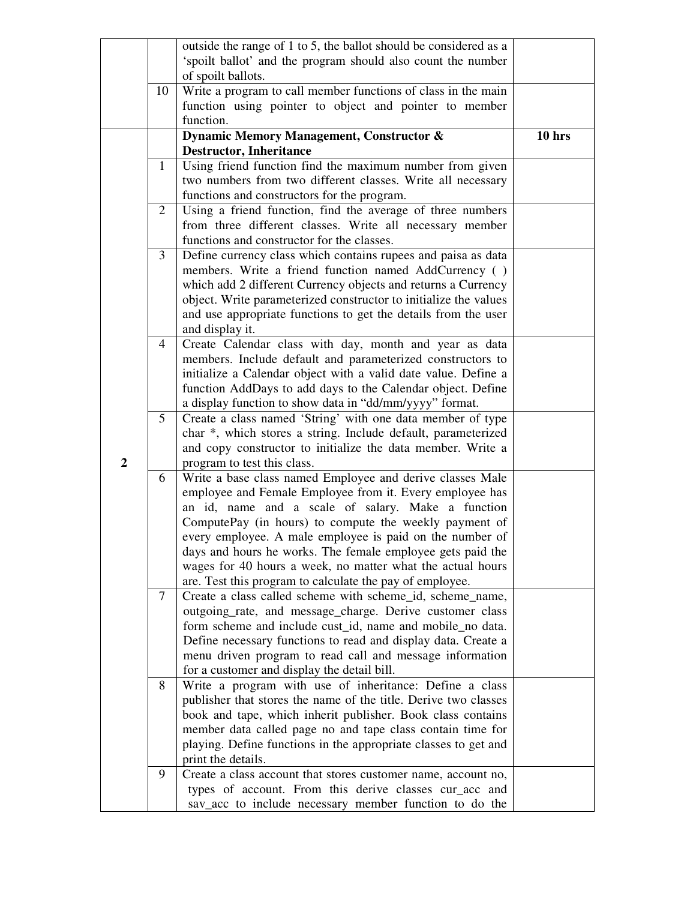| | | | |
|---|---|---|---|
| | | outside the range of 1 to 5, the ballot should be considered as a 'spoilt ballot' and the program should also count the number of spoilt ballots. | |
| | 10 | Write a program to call member functions of class in the main function using pointer to object and pointer to member function. | |
| | | **Dynamic Memory Management, Constructor & Destructor, Inheritance** | **10 hrs** |
| | 1 | Using friend function find the maximum number from given two numbers from two different classes. Write all necessary functions and constructors for the program. | |
| | 2 | Using a friend function, find the average of three numbers from three different classes. Write all necessary member functions and constructor for the classes. | |
| | 3 | Define currency class which contains rupees and paisa as data members. Write a friend function named AddCurrency ( ) which add 2 different Currency objects and returns a Currency object. Write parameterized constructor to initialize the values and use appropriate functions to get the details from the user and display it. | |
| | 4 | Create Calendar class with day, month and year as data members. Include default and parameterized constructors to initialize a Calendar object with a valid date value. Define a function AddDays to add days to the Calendar object. Define a display function to show data in "dd/mm/yyyy" format. | |
| | 5 | Create a class named 'String' with one data member of type char *, which stores a string. Include default, parameterized and copy constructor to initialize the data member. Write a program to test this class. | |
| **2** | 6 | Write a base class named Employee and derive classes Male employee and Female Employee from it. Every employee has an id, name and a scale of salary. Make a function ComputePay (in hours) to compute the weekly payment of every employee. A male employee is paid on the number of days and hours he works. The female employee gets paid the wages for 40 hours a week, no matter what the actual hours are. Test this program to calculate the pay of employee. | |
| | 7 | Create a class called scheme with scheme_id, scheme_name, outgoing_rate, and message_charge. Derive customer class form scheme and include cust_id, name and mobile_no data. Define necessary functions to read and display data. Create a menu driven program to read call and message information for a customer and display the detail bill. | |
| | 8 | Write a program with use of inheritance: Define a class publisher that stores the name of the title. Derive two classes book and tape, which inherit publisher. Book class contains member data called page no and tape class contain time for playing. Define functions in the appropriate classes to get and print the details. | |
| | 9 | Create a class account that stores customer name, account no, types of account. From this derive classes cur_acc and sav_acc to include necessary member function to do the | |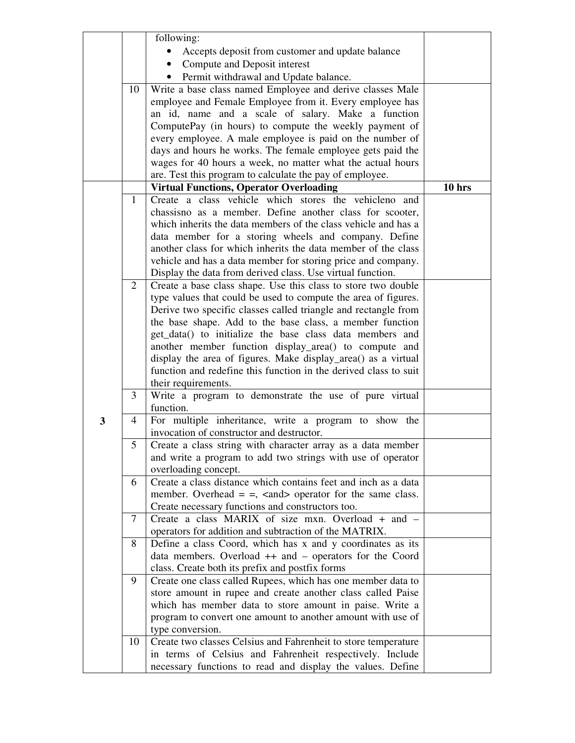| | | | |
|---|---|---|---|
| | | following:<br>• Accepts deposit from customer and update balance<br>• Compute and Deposit interest<br>• Permit withdrawal and Update balance. | |
| | 10 | Write a base class named Employee and derive classes Male employee and Female Employee from it. Every employee has an id, name and a scale of salary. Make a function ComputePay (in hours) to compute the weekly payment of every employee. A male employee is paid on the number of days and hours he works. The female employee gets paid the wages for 40 hours a week, no matter what the actual hours are. Test this program to calculate the pay of employee. | |
| 3 | | **Virtual Functions, Operator Overloading** | **10 hrs** |
| | 1 | Create a class vehicle which stores the vehicleno and chassisno as a member. Define another class for scooter, which inherits the data members of the class vehicle and has a data member for a storing wheels and company. Define another class for which inherits the data member of the class vehicle and has a data member for storing price and company. Display the data from derived class. Use virtual function. | |
| | 2 | Create a base class shape. Use this class to store two double type values that could be used to compute the area of figures. Derive two specific classes called triangle and rectangle from the base shape. Add to the base class, a member function get_data() to initialize the base class data members and another member function display_area() to compute and display the area of figures. Make display_area() as a virtual function and redefine this function in the derived class to suit their requirements. | |
| | 3 | Write a program to demonstrate the use of pure virtual function. | |
| | 4 | For multiple inheritance, write a program to show the invocation of constructor and destructor. | |
| | 5 | Create a class string with character array as a data member and write a program to add two strings with use of operator overloading concept. | |
| | 6 | Create a class distance which contains feet and inch as a data member. Overhead = =, <and> operator for the same class. Create necessary functions and constructors too. | |
| | 7 | Create a class MARIX of size mxn. Overload + and – operators for addition and subtraction of the MATRIX. | |
| | 8 | Define a class Coord, which has x and y coordinates as its data members. Overload ++ and – operators for the Coord class. Create both its prefix and postfix forms | |
| | 9 | Create one class called Rupees, which has one member data to store amount in rupee and create another class called Paise which has member data to store amount in paise. Write a program to convert one amount to another amount with use of type conversion. | |
| | 10 | Create two classes Celsius and Fahrenheit to store temperature in terms of Celsius and Fahrenheit respectively. Include necessary functions to read and display the values. Define | |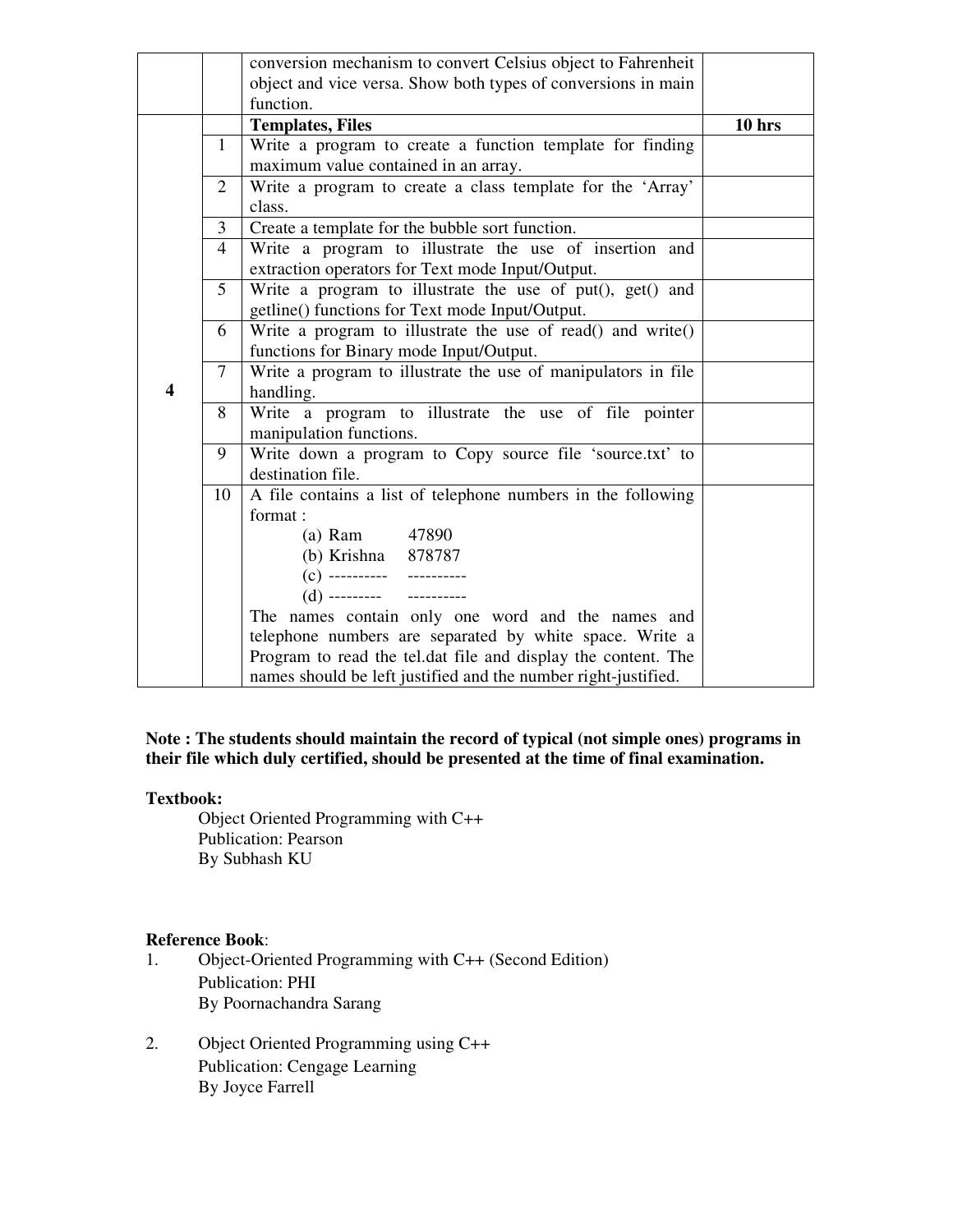| | | | |
|---|---|---|---|
| | | conversion mechanism to convert Celsius object to Fahrenheit object and vice versa. Show both types of conversions in main function. | |
| 4 | | **Templates, Files** | **10 hrs** |
| | 1 | Write a program to create a function template for finding maximum value contained in an array. | |
| | 2 | Write a program to create a class template for the 'Array' class. | |
| | 3 | Create a template for the bubble sort function. | |
| | 4 | Write a program to illustrate the use of insertion and extraction operators for Text mode Input/Output. | |
| | 5 | Write a program to illustrate the use of put(), get() and getline() functions for Text mode Input/Output. | |
| | 6 | Write a program to illustrate the use of read() and write() functions for Binary mode Input/Output. | |
| | 7 | Write a program to illustrate the use of manipulators in file handling. | |
| | 8 | Write a program to illustrate the use of file pointer manipulation functions. | |
| | 9 | Write down a program to Copy source file 'source.txt' to destination file. | |
| | 10 | A file contains a list of telephone numbers in the following format :<br>(a) Ram 47890<br>(b) Krishna 878787<br>(c) ---------- ----------<br>(d) --------- ----------<br>The names contain only one word and the names and telephone numbers are separated by white space. Write a Program to read the tel.dat file and display the content. The names should be left justified and the number right-justified. | |

**Note : The students should maintain the record of typical (not simple ones) programs in their file which duly certified, should be presented at the time of final examination.**

**Textbook:**

Object Oriented Programming with C++
Publication: Pearson
By Subhash KU

**Reference Book**:

1. Object-Oriented Programming with C++ (Second Edition)
   Publication: PHI
   By Poornachandra Sarang

2. Object Oriented Programming using C++
   Publication: Cengage Learning
   By Joyce Farrell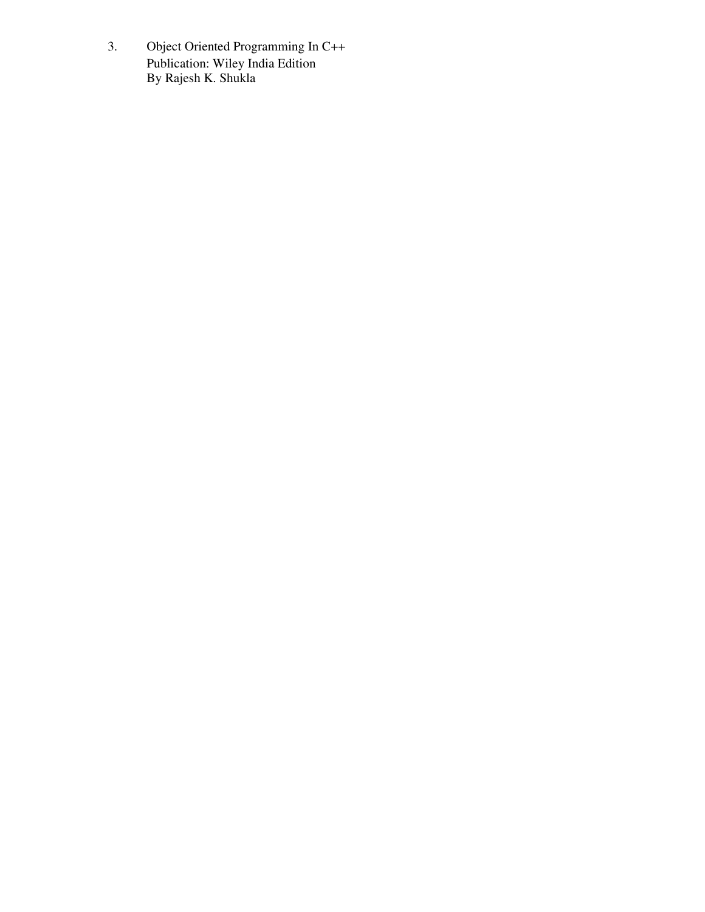3. Object Oriented Programming In C++
   Publication: Wiley India Edition
   By Rajesh K. Shukla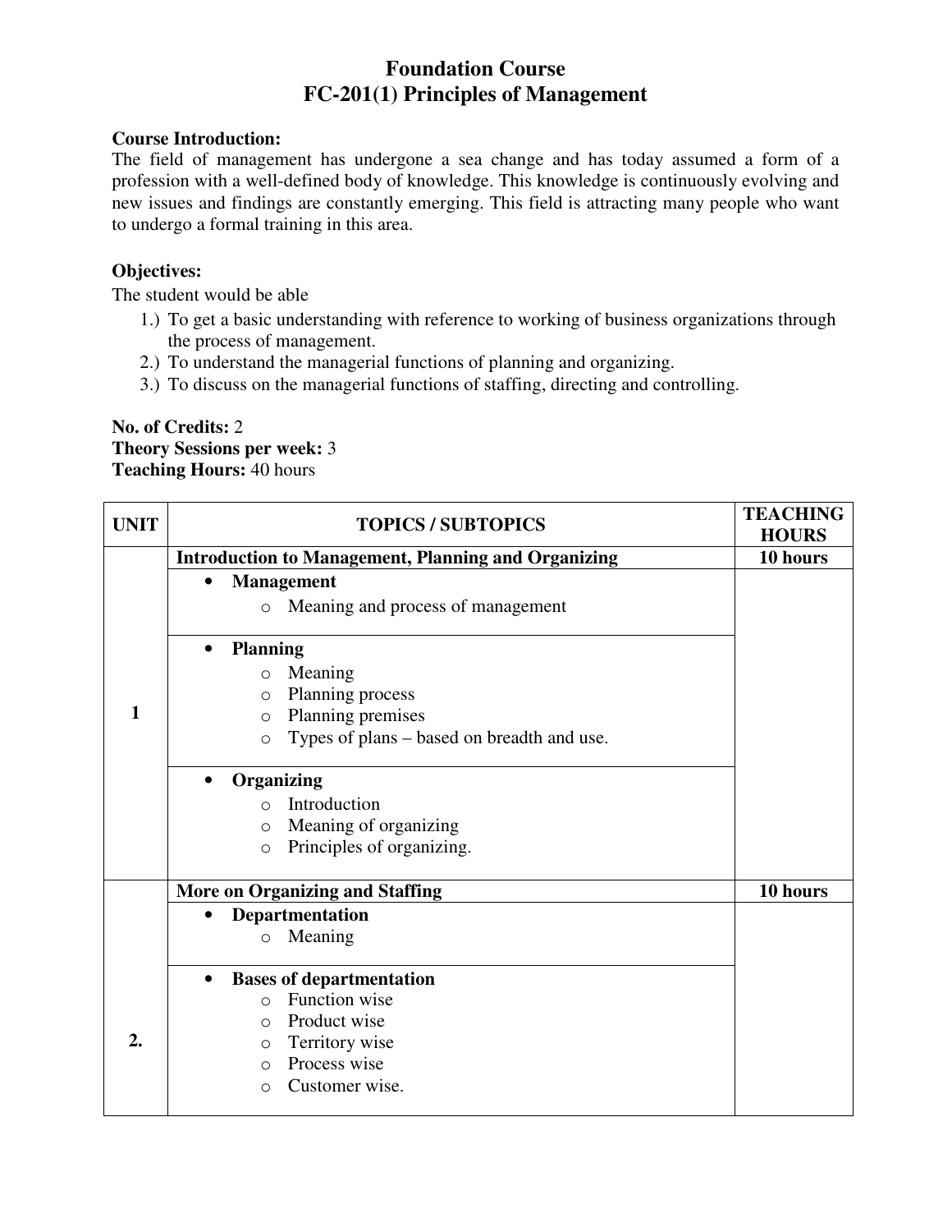# Foundation Course
# FC-201(1) Principles of Management

**Course Introduction:**
The field of management has undergone a sea change and has today assumed a form of a profession with a well-defined body of knowledge. This knowledge is continuously evolving and new issues and findings are constantly emerging. This field is attracting many people who want to undergo a formal training in this area.

**Objectives:**
The student would be able

1.) To get a basic understanding with reference to working of business organizations through the process of management.
2.) To understand the managerial functions of planning and organizing.
3.) To discuss on the managerial functions of staffing, directing and controlling.

**No. of Credits:** 2
**Theory Sessions per week:** 3
**Teaching Hours:** 40 hours

| UNIT | TOPICS / SUBTOPICS | TEACHING HOURS |
|---|---|---|
| 1 | **Introduction to Management, Planning and Organizing** | **10 hours** |
| | • **Management**<br>o Meaning and process of management | |
| | • **Planning**<br>o Meaning<br>o Planning process<br>o Planning premises<br>o Types of plans – based on breadth and use. | |
| | • **Organizing**<br>o Introduction<br>o Meaning of organizing<br>o Principles of organizing. | |
| 2. | **More on Organizing and Staffing** | **10 hours** |
| | • **Departmentation**<br>o Meaning | |
| | • **Bases of departmentation**<br>o Function wise<br>o Product wise<br>o Territory wise<br>o Process wise<br>o Customer wise. | |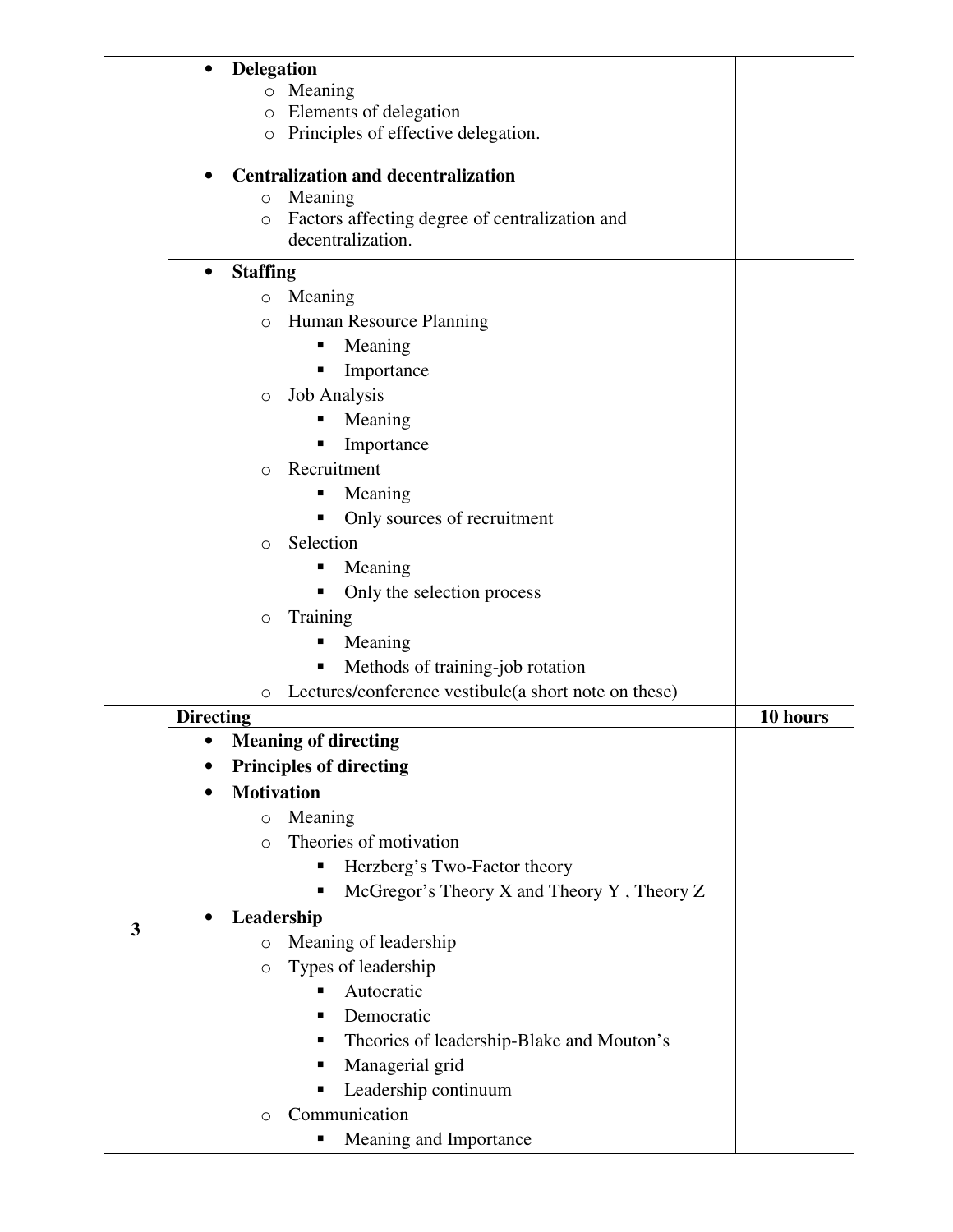| | | |
|---|---|---|
| | • **Delegation**<br>  o Meaning<br>  o Elements of delegation<br>  o Principles of effective delegation. | |
| | • **Centralization and decentralization**<br>  o Meaning<br>  o Factors affecting degree of centralization and decentralization. | |
| | • **Staffing**<br>  o Meaning<br>  o Human Resource Planning<br>    ▪ Meaning<br>    ▪ Importance<br>  o Job Analysis<br>    ▪ Meaning<br>    ▪ Importance<br>  o Recruitment<br>    ▪ Meaning<br>    ▪ Only sources of recruitment<br>  o Selection<br>    ▪ Meaning<br>    ▪ Only the selection process<br>  o Training<br>    ▪ Meaning<br>    ▪ Methods of training-job rotation<br>  o Lectures/conference vestibule(a short note on these) | |
| 3 | **Directing** | **10 hours** |
| | • **Meaning of directing**<br>• **Principles of directing**<br>• **Motivation**<br>  o Meaning<br>  o Theories of motivation<br>    ▪ Herzberg's Two-Factor theory<br>    ▪ McGregor's Theory X and Theory Y , Theory Z<br>• **Leadership**<br>  o Meaning of leadership<br>  o Types of leadership<br>    ▪ Autocratic<br>    ▪ Democratic<br>    ▪ Theories of leadership-Blake and Mouton's<br>    ▪ Managerial grid<br>    ▪ Leadership continuum<br>  o Communication<br>    ▪ Meaning and Importance | |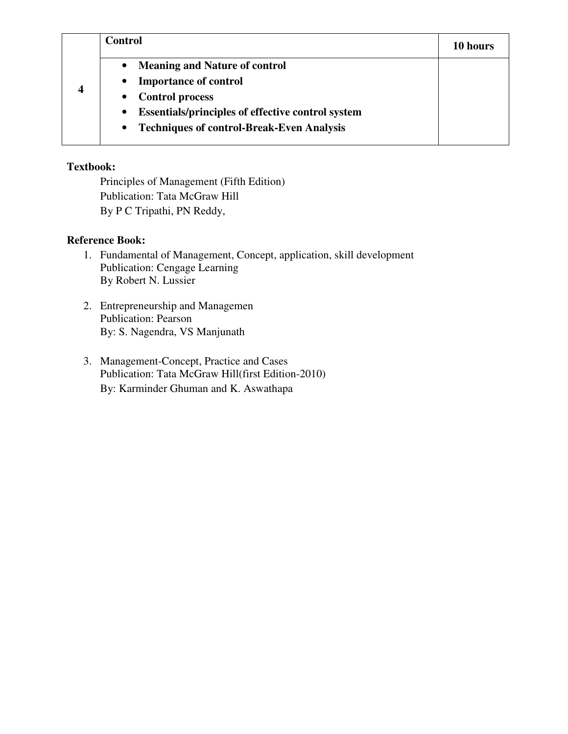| 4 | **Control** | **10 hours** |
|---|---|---|
| | • **Meaning and Nature of control**<br>• **Importance of control**<br>• **Control process**<br>• **Essentials/principles of effective control system**<br>• **Techniques of control-Break-Even Analysis** | |

**Textbook:**

Principles of Management (Fifth Edition)
Publication: Tata McGraw Hill
By P C Tripathi, PN Reddy,

**Reference Book:**

1. Fundamental of Management, Concept, application, skill development
   Publication: Cengage Learning
   By Robert N. Lussier

2. Entrepreneurship and Managemen
   Publication: Pearson
   By: S. Nagendra, VS Manjunath

3. Management-Concept, Practice and Cases
   Publication: Tata McGraw Hill(first Edition-2010)
   By: Karminder Ghuman and K. Aswathapa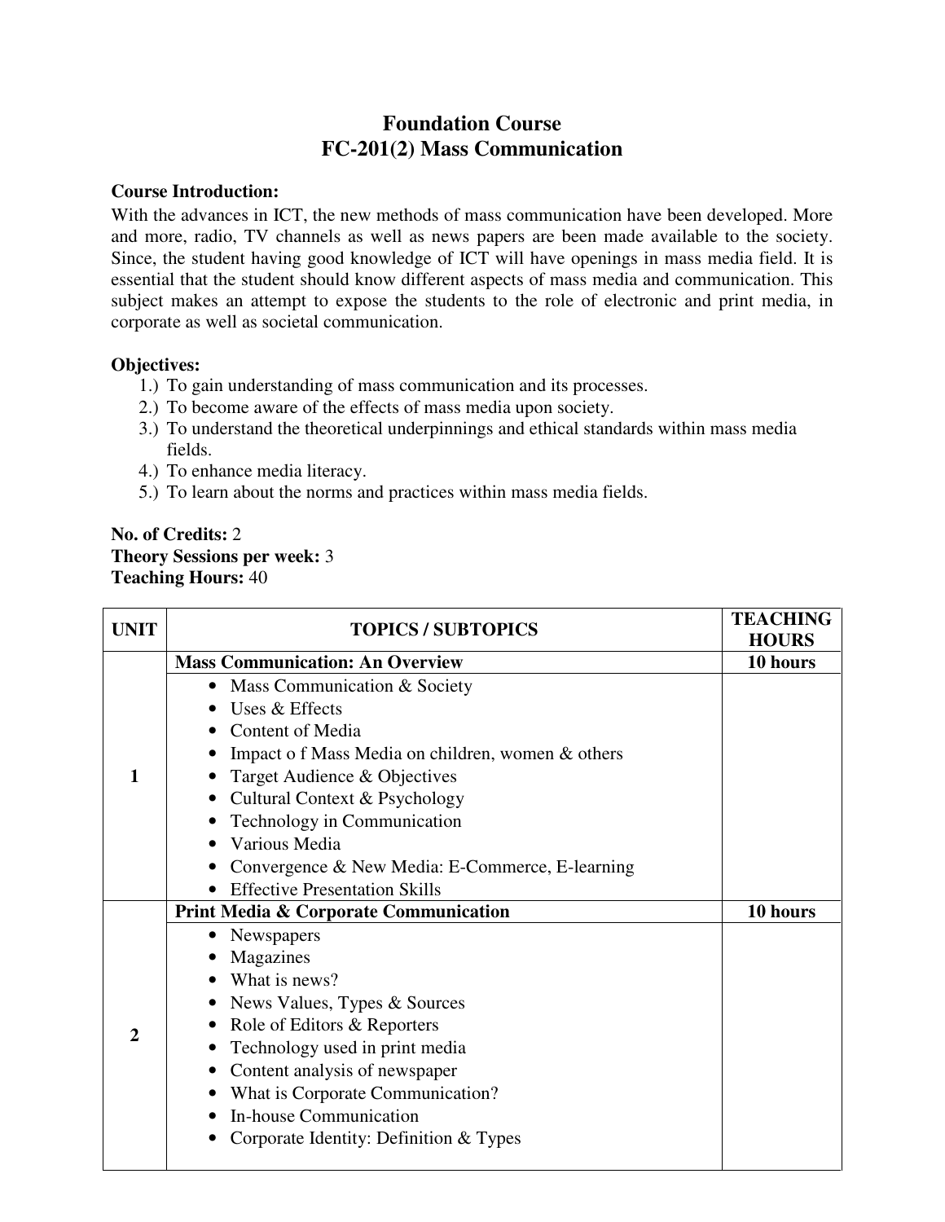# Foundation Course
# FC-201(2) Mass Communication

**Course Introduction:**

With the advances in ICT, the new methods of mass communication have been developed. More and more, radio, TV channels as well as news papers are been made available to the society. Since, the student having good knowledge of ICT will have openings in mass media field. It is essential that the student should know different aspects of mass media and communication. This subject makes an attempt to expose the students to the role of electronic and print media, in corporate as well as societal communication.

**Objectives:**

1.) To gain understanding of mass communication and its processes.
2.) To become aware of the effects of mass media upon society.
3.) To understand the theoretical underpinnings and ethical standards within mass media fields.
4.) To enhance media literacy.
5.) To learn about the norms and practices within mass media fields.

**No. of Credits:** 2
**Theory Sessions per week:** 3
**Teaching Hours:** 40

| UNIT | TOPICS / SUBTOPICS | TEACHING HOURS |
|---|---|---|
| 1 | **Mass Communication: An Overview**<br>• Mass Communication & Society<br>• Uses & Effects<br>• Content of Media<br>• Impact o f Mass Media on children, women & others<br>• Target Audience & Objectives<br>• Cultural Context & Psychology<br>• Technology in Communication<br>• Various Media<br>• Convergence & New Media: E-Commerce, E-learning<br>• Effective Presentation Skills | **10 hours** |
| 2 | **Print Media & Corporate Communication**<br>• Newspapers<br>• Magazines<br>• What is news?<br>• News Values, Types & Sources<br>• Role of Editors & Reporters<br>• Technology used in print media<br>• Content analysis of newspaper<br>• What is Corporate Communication?<br>• In-house Communication<br>• Corporate Identity: Definition & Types | **10 hours** |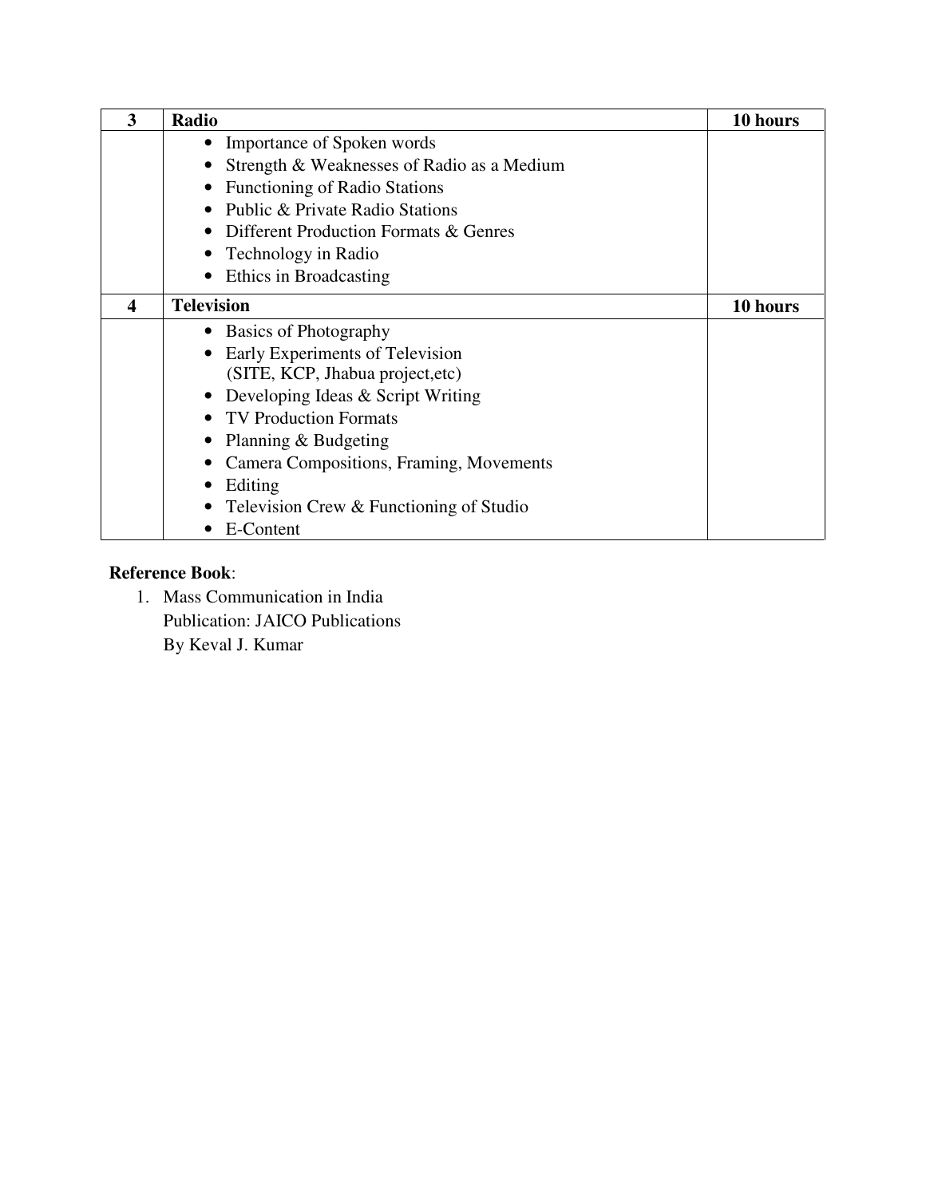| 3 | **Radio** | **10 hours** |
|---|---|---|
| | • Importance of Spoken words<br>• Strength & Weaknesses of Radio as a Medium<br>• Functioning of Radio Stations<br>• Public & Private Radio Stations<br>• Different Production Formats & Genres<br>• Technology in Radio<br>• Ethics in Broadcasting | |
| 4 | **Television** | **10 hours** |
| | • Basics of Photography<br>• Early Experiments of Television (SITE, KCP, Jhabua project,etc)<br>• Developing Ideas & Script Writing<br>• TV Production Formats<br>• Planning & Budgeting<br>• Camera Compositions, Framing, Movements<br>• Editing<br>• Television Crew & Functioning of Studio<br>• E-Content | |

**Reference Book**:

1. Mass Communication in India
   Publication: JAICO Publications
   By Keval J. Kumar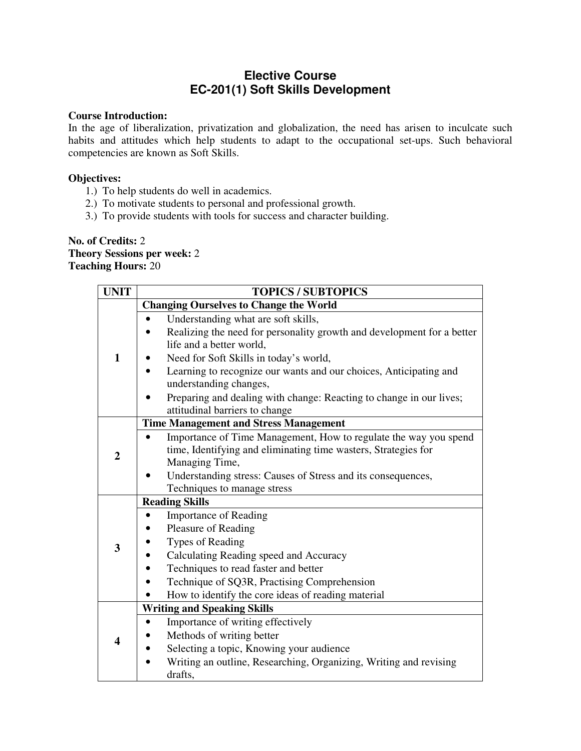# Elective Course
## EC-201(1) Soft Skills Development

**Course Introduction:**
In the age of liberalization, privatization and globalization, the need has arisen to inculcate such habits and attitudes which help students to adapt to the occupational set-ups. Such behavioral competencies are known as Soft Skills.

**Objectives:**

1.) To help students do well in academics.
2.) To motivate students to personal and professional growth.
3.) To provide students with tools for success and character building.

**No. of Credits:** 2
**Theory Sessions per week:** 2
**Teaching Hours:** 20

| UNIT | TOPICS / SUBTOPICS |
|---|---|
| 1 | **Changing Ourselves to Change the World**<br>• Understanding what are soft skills,<br>• Realizing the need for personality growth and development for a better life and a better world,<br>• Need for Soft Skills in today's world,<br>• Learning to recognize our wants and our choices, Anticipating and understanding changes,<br>• Preparing and dealing with change: Reacting to change in our lives; attitudinal barriers to change |
| 2 | **Time Management and Stress Management**<br>• Importance of Time Management, How to regulate the way you spend time, Identifying and eliminating time wasters, Strategies for Managing Time,<br>• Understanding stress: Causes of Stress and its consequences, Techniques to manage stress |
| 3 | **Reading Skills**<br>• Importance of Reading<br>• Pleasure of Reading<br>• Types of Reading<br>• Calculating Reading speed and Accuracy<br>• Techniques to read faster and better<br>• Technique of SQ3R, Practising Comprehension<br>• How to identify the core ideas of reading material |
| 4 | **Writing and Speaking Skills**<br>• Importance of writing effectively<br>• Methods of writing better<br>• Selecting a topic, Knowing your audience<br>• Writing an outline, Researching, Organizing, Writing and revising drafts, |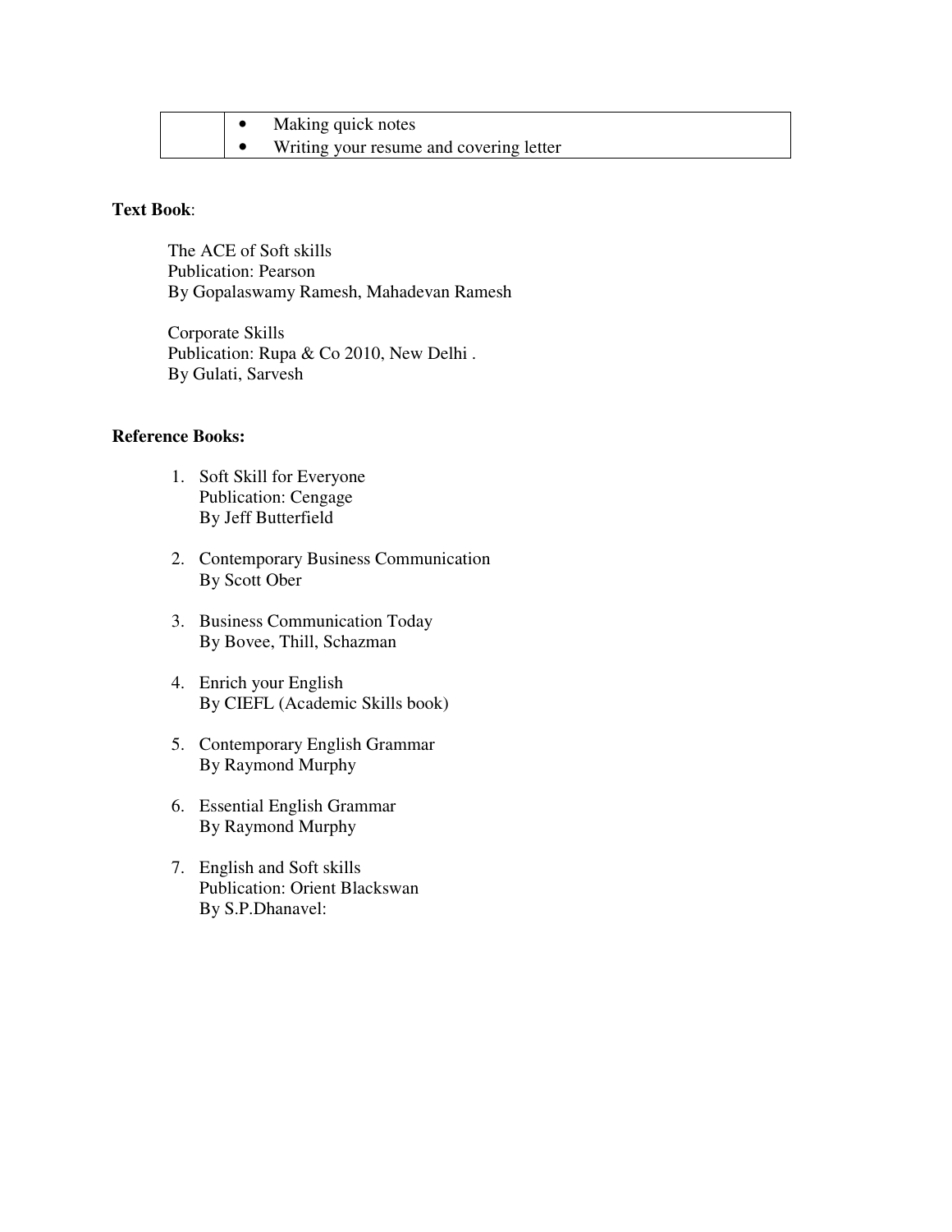|  | • Making quick notes<br>• Writing your resume and covering letter |
|---|---|

**Text Book**:

The ACE of Soft skills
Publication: Pearson
By Gopalaswamy Ramesh, Mahadevan Ramesh

Corporate Skills
Publication: Rupa & Co 2010, New Delhi .
By Gulati, Sarvesh

**Reference Books:**

1. Soft Skill for Everyone
   Publication: Cengage
   By Jeff Butterfield

2. Contemporary Business Communication
   By Scott Ober

3. Business Communication Today
   By Bovee, Thill, Schazman

4. Enrich your English
   By CIEFL (Academic Skills book)

5. Contemporary English Grammar
   By Raymond Murphy

6. Essential English Grammar
   By Raymond Murphy

7. English and Soft skills
   Publication: Orient Blackswan
   By S.P.Dhanavel: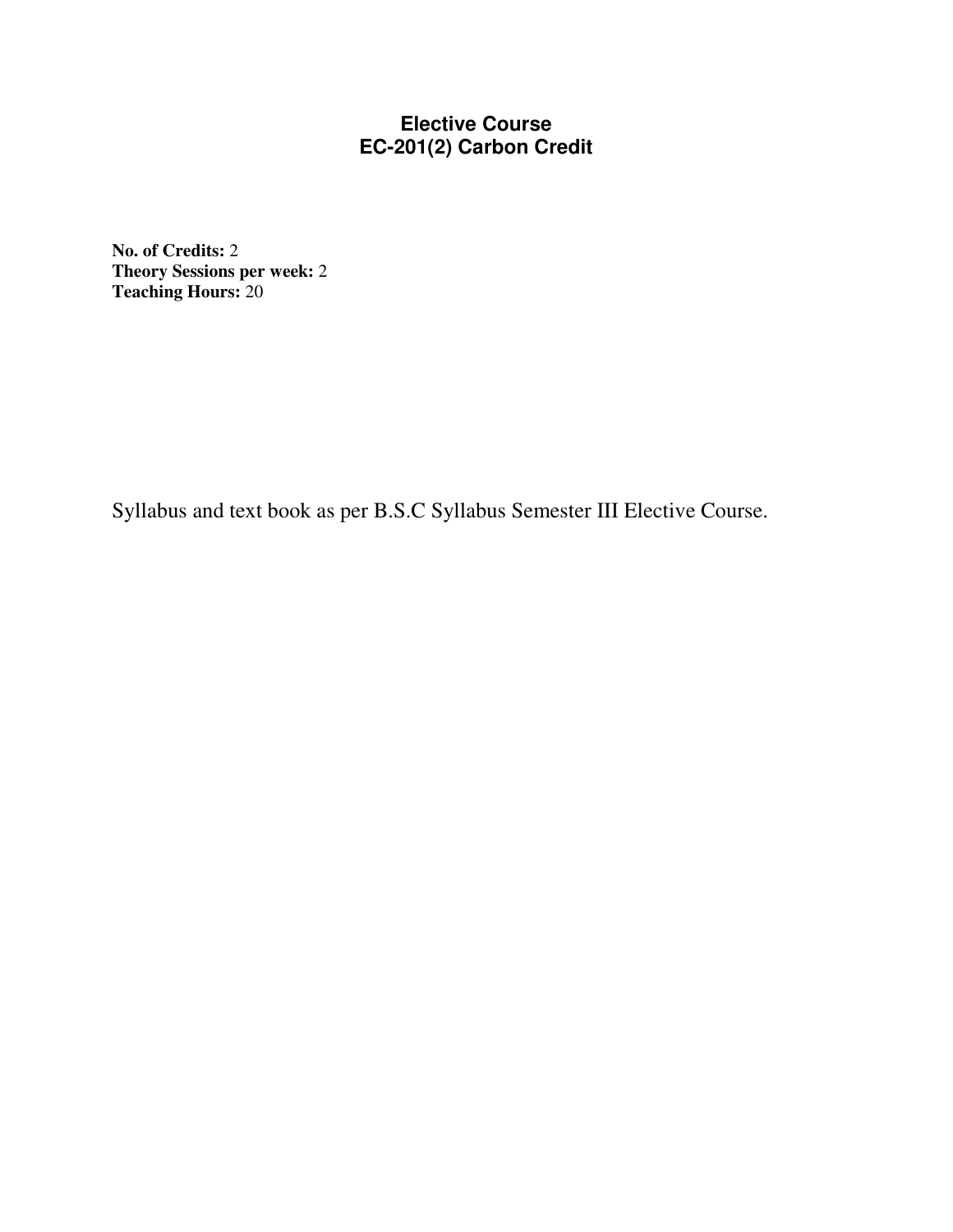# Elective Course
# EC-201(2) Carbon Credit

**No. of Credits:** 2
**Theory Sessions per week:** 2
**Teaching Hours:** 20

Syllabus and text book as per B.S.C Syllabus Semester III Elective Course.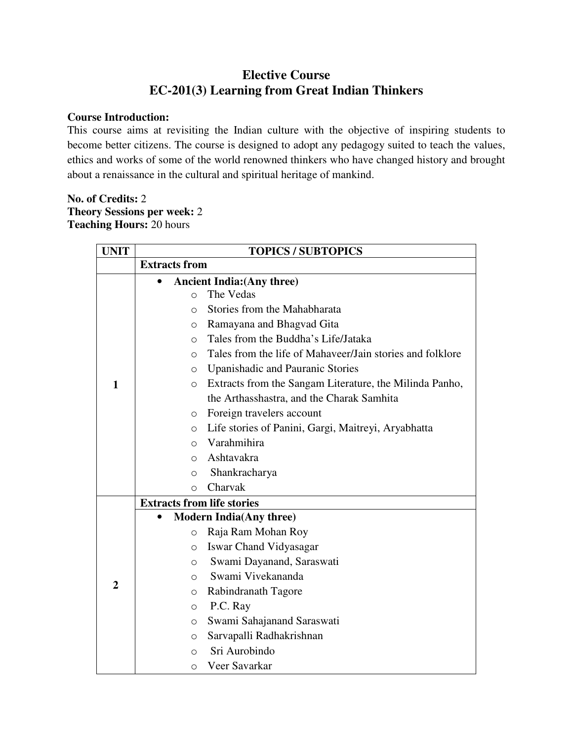# Elective Course
# EC-201(3) Learning from Great Indian Thinkers

**Course Introduction:**
This course aims at revisiting the Indian culture with the objective of inspiring students to become better citizens. The course is designed to adopt any pedagogy suited to teach the values, ethics and works of some of the world renowned thinkers who have changed history and brought about a renaissance in the cultural and spiritual heritage of mankind.

**No. of Credits:** 2
**Theory Sessions per week:** 2
**Teaching Hours:** 20 hours

| UNIT | TOPICS / SUBTOPICS |
|---|---|
| | **Extracts from** |
| 1 | • **Ancient India:(Any three)**<br>○ The Vedas<br>○ Stories from the Mahabharata<br>○ Ramayana and Bhagvad Gita<br>○ Tales from the Buddha's Life/Jataka<br>○ Tales from the life of Mahaveer/Jain stories and folklore<br>○ Upanishadic and Pauranic Stories<br>○ Extracts from the Sangam Literature, the Milinda Panho, the Arthasshastra, and the Charak Samhita<br>○ Foreign travelers account<br>○ Life stories of Panini, Gargi, Maitreyi, Aryabhatta<br>○ Varahmihira<br>○ Ashtavakra<br>○ Shankracharya<br>○ Charvak |
| | **Extracts from life stories** |
| 2 | • **Modern India(Any three)**<br>○ Raja Ram Mohan Roy<br>○ Iswar Chand Vidyasagar<br>○ Swami Dayanand, Saraswati<br>○ Swami Vivekananda<br>○ Rabindranath Tagore<br>○ P.C. Ray<br>○ Swami Sahajanand Saraswati<br>○ Sarvapalli Radhakrishnan<br>○ Sri Aurobindo<br>○ Veer Savarkar |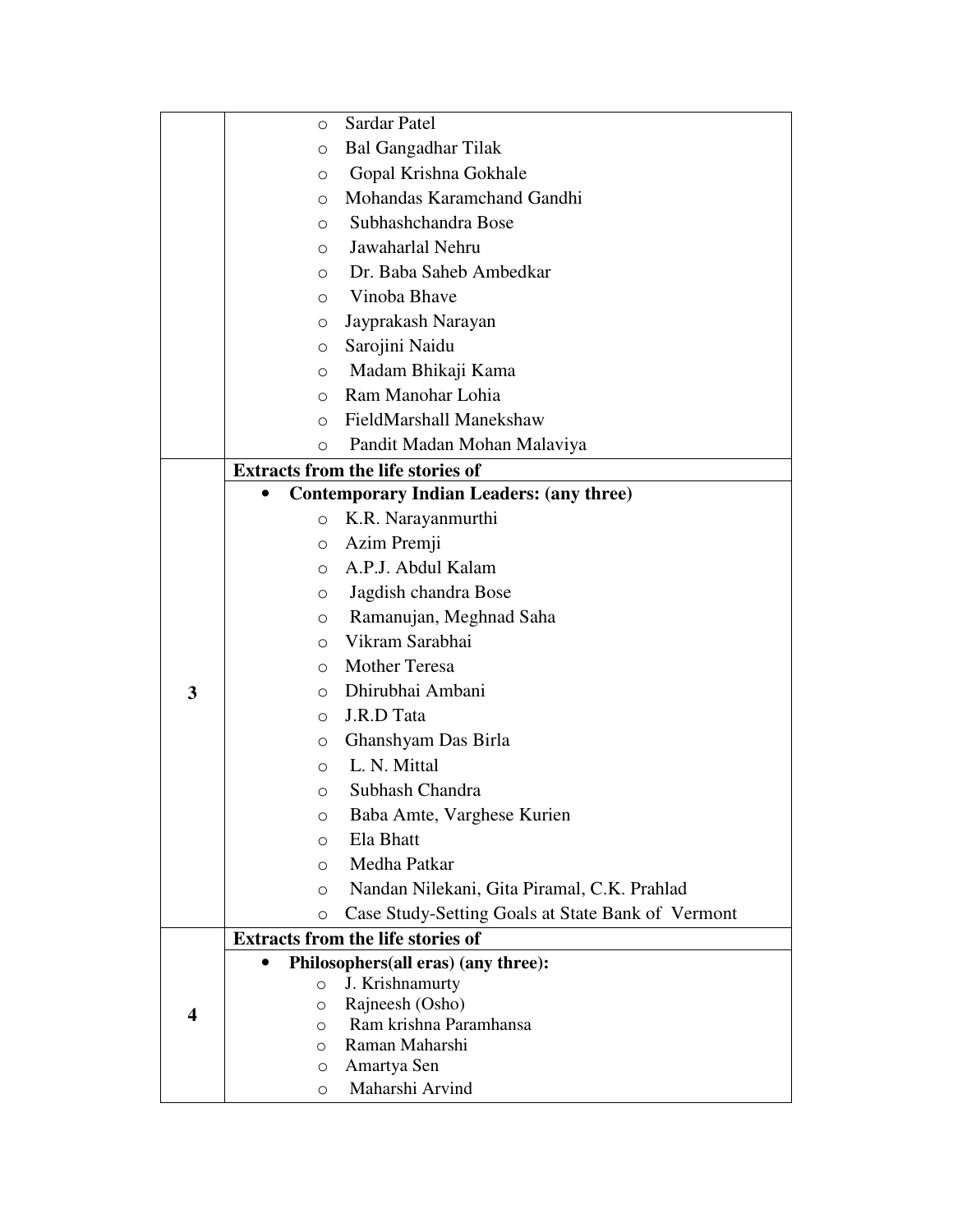| | |
|---|---|
| | ○ Sardar Patel<br>○ Bal Gangadhar Tilak<br>○ Gopal Krishna Gokhale<br>○ Mohandas Karamchand Gandhi<br>○ Subhashchandra Bose<br>○ Jawaharlal Nehru<br>○ Dr. Baba Saheb Ambedkar<br>○ Vinoba Bhave<br>○ Jayprakash Narayan<br>○ Sarojini Naidu<br>○ Madam Bhikaji Kama<br>○ Ram Manohar Lohia<br>○ FieldMarshall Manekshaw<br>○ Pandit Madan Mohan Malaviya |
| 3 | **Extracts from the life stories of**<br>• **Contemporary Indian Leaders: (any three)**<br>○ K.R. Narayanmurthi<br>○ Azim Premji<br>○ A.P.J. Abdul Kalam<br>○ Jagdish chandra Bose<br>○ Ramanujan, Meghnad Saha<br>○ Vikram Sarabhai<br>○ Mother Teresa<br>○ Dhirubhai Ambani<br>○ J.R.D Tata<br>○ Ghanshyam Das Birla<br>○ L. N. Mittal<br>○ Subhash Chandra<br>○ Baba Amte, Varghese Kurien<br>○ Ela Bhatt<br>○ Medha Patkar<br>○ Nandan Nilekani, Gita Piramal, C.K. Prahlad<br>○ Case Study-Setting Goals at State Bank of Vermont |
| 4 | **Extracts from the life stories of**<br>• **Philosophers(all eras) (any three):**<br>○ J. Krishnamurty<br>○ Rajneesh (Osho)<br>○ Ram krishna Paramhansa<br>○ Raman Maharshi<br>○ Amartya Sen<br>○ Maharshi Arvind |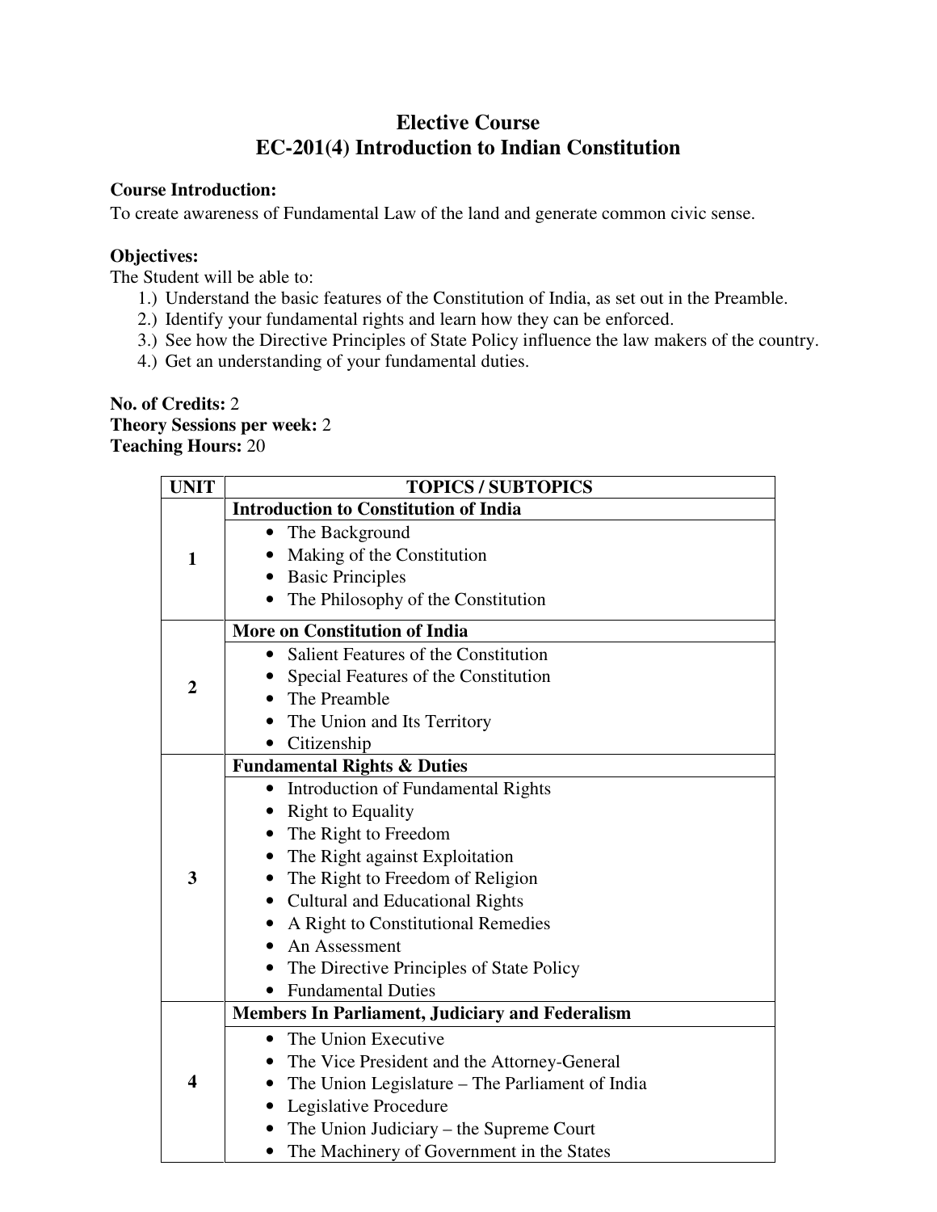# Elective Course
# EC-201(4) Introduction to Indian Constitution

**Course Introduction:**
To create awareness of Fundamental Law of the land and generate common civic sense.

**Objectives:**
The Student will be able to:

1.) Understand the basic features of the Constitution of India, as set out in the Preamble.
2.) Identify your fundamental rights and learn how they can be enforced.
3.) See how the Directive Principles of State Policy influence the law makers of the country.
4.) Get an understanding of your fundamental duties.

**No. of Credits:** 2
**Theory Sessions per week:** 2
**Teaching Hours:** 20

| UNIT | TOPICS / SUBTOPICS |
|---|---|
| 1 | **Introduction to Constitution of India**<br>• The Background<br>• Making of the Constitution<br>• Basic Principles<br>• The Philosophy of the Constitution |
| 2 | **More on Constitution of India**<br>• Salient Features of the Constitution<br>• Special Features of the Constitution<br>• The Preamble<br>• The Union and Its Territory<br>• Citizenship |
| 3 | **Fundamental Rights & Duties**<br>• Introduction of Fundamental Rights<br>• Right to Equality<br>• The Right to Freedom<br>• The Right against Exploitation<br>• The Right to Freedom of Religion<br>• Cultural and Educational Rights<br>• A Right to Constitutional Remedies<br>• An Assessment<br>• The Directive Principles of State Policy<br>• Fundamental Duties |
| 4 | **Members In Parliament, Judiciary and Federalism**<br>• The Union Executive<br>• The Vice President and the Attorney-General<br>• The Union Legislature – The Parliament of India<br>• Legislative Procedure<br>• The Union Judiciary – the Supreme Court<br>• The Machinery of Government in the States |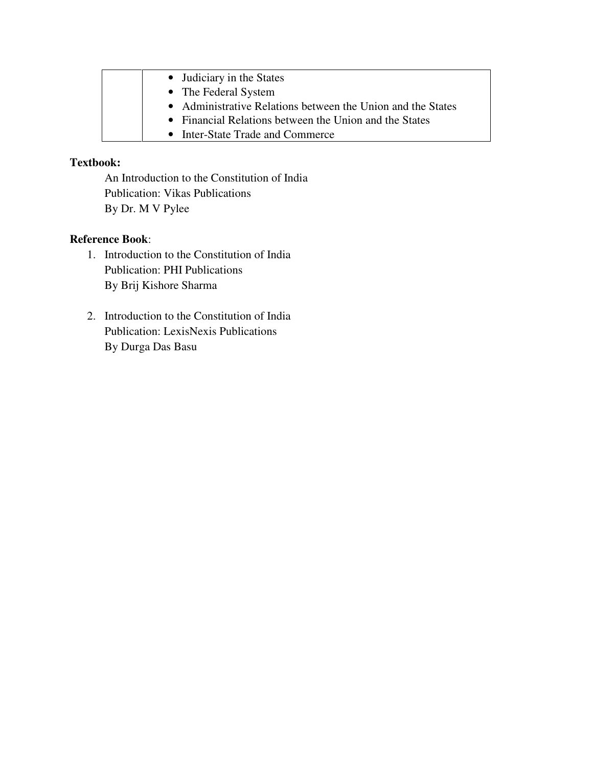| | |
|---|---|
| | • Judiciary in the States<br>• The Federal System<br>• Administrative Relations between the Union and the States<br>• Financial Relations between the Union and the States<br>• Inter-State Trade and Commerce |

**Textbook:**

An Introduction to the Constitution of India
Publication: Vikas Publications
By Dr. M V Pylee

**Reference Book**:

1. Introduction to the Constitution of India
   Publication: PHI Publications
   By Brij Kishore Sharma

2. Introduction to the Constitution of India
   Publication: LexisNexis Publications
   By Durga Das Basu